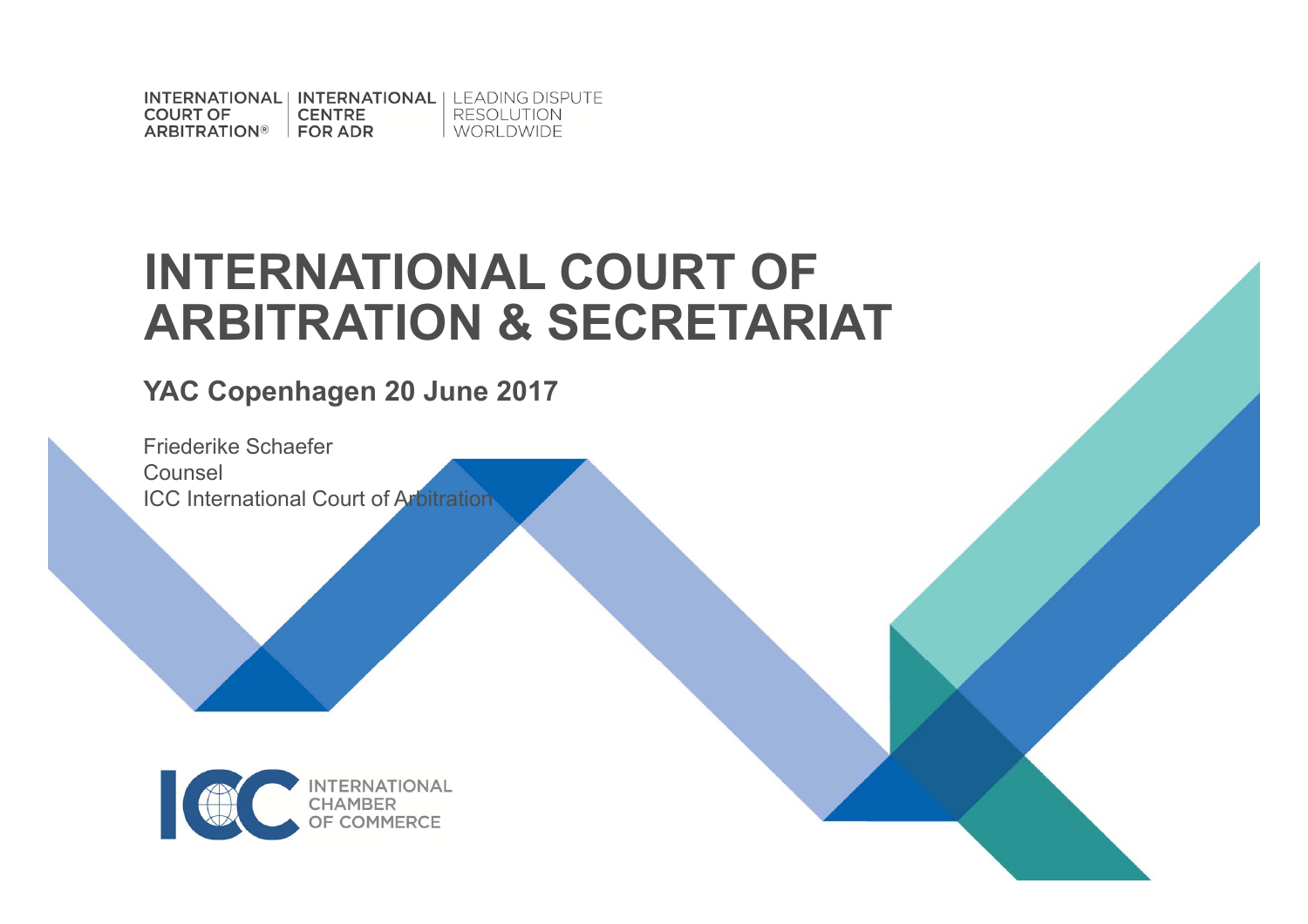INTERNATIONAL COURT OF ARBITRATION® | INTERNATIONAL CENTRE FOR ADR | LEADING DISPUTE RESOLUTION WORLDWIDE

# INTERNATIONAL COURT OF ARBITRATION & SECRETARIAT

## YAC Copenhagen 20 June 2017

Friederike Schaefer
Counsel
ICC International Court of Arbitration

ICC INTERNATIONAL CHAMBER OF COMMERCE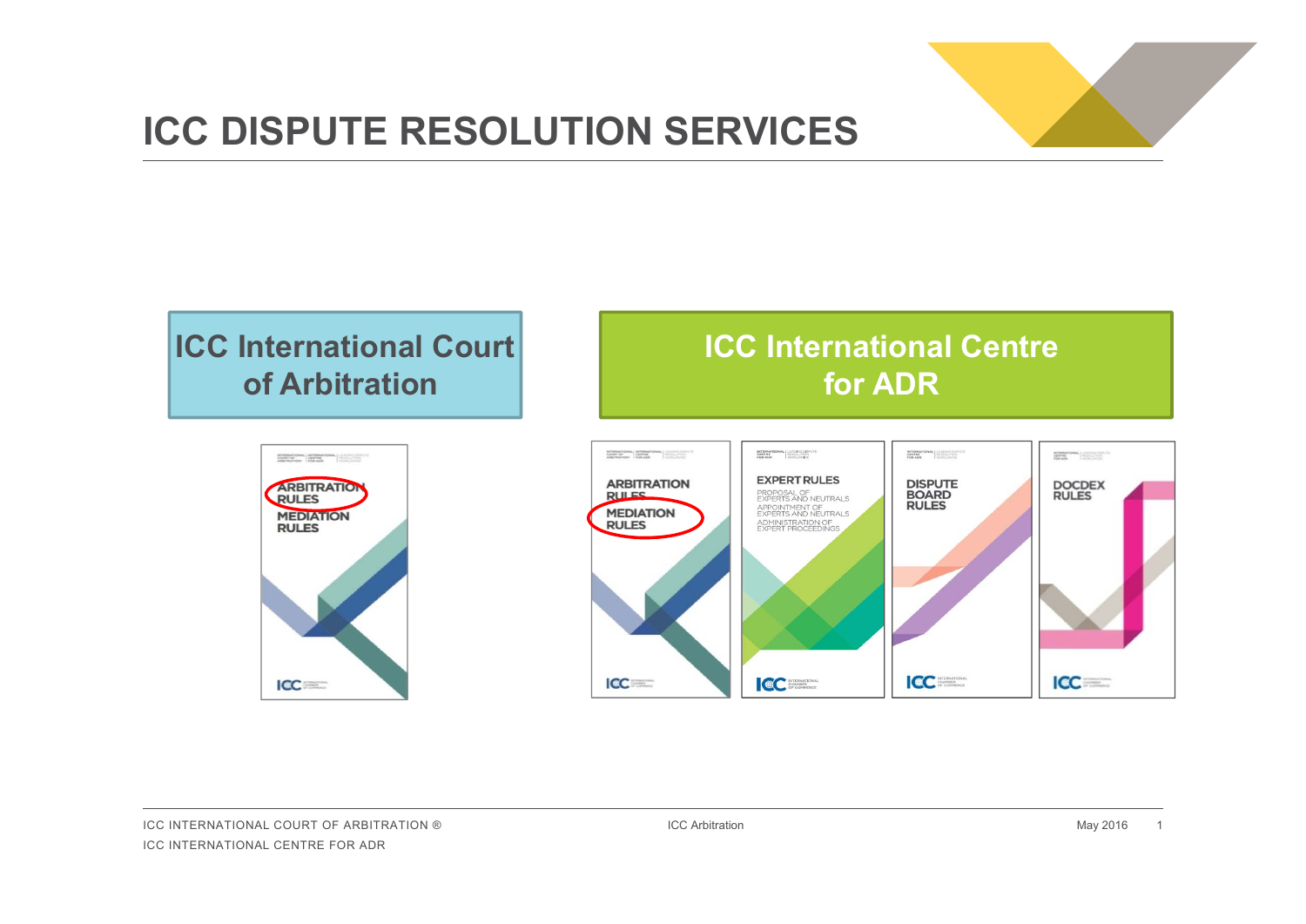# ICC DISPUTE RESOLUTION SERVICES

**ICC International Court of Arbitration**

- ARBITRATION RULES
- MEDIATION RULES

**ICC International Centre for ADR**

- ARBITRATION RULES
- MEDIATION RULES
- EXPERT RULES
  - PROPOSAL OF EXPERTS AND NEUTRALS
  - APPOINTMENT OF EXPERTS AND NEUTRALS
  - ADMINISTRATION OF EXPERT PROCEEDINGS
- DISPUTE BOARD RULES
- DOCDEX RULES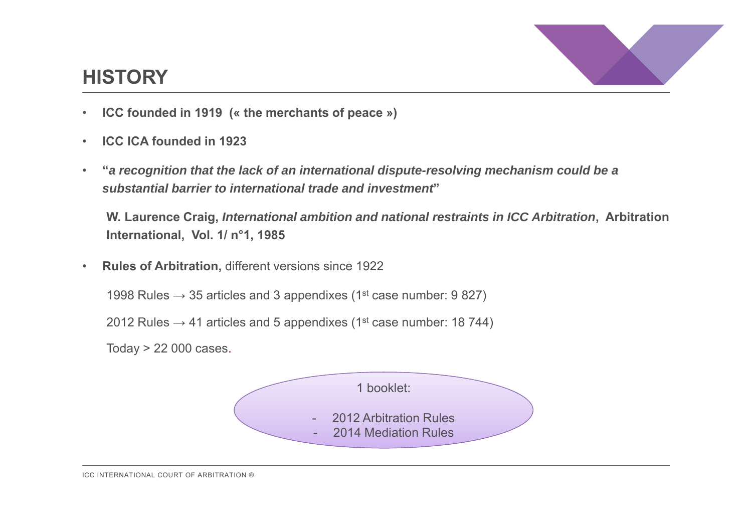## HISTORY

- **ICC founded in 1919 (« the merchants of peace »)**
- **ICC ICA founded in 1923**
- **"*a recognition that the lack of an international dispute-resolving mechanism could be a substantial barrier to international trade and investment*"**

  **W. Laurence Craig, *International ambition and national restraints in ICC Arbitration*, Arbitration International, Vol. 1/ n°1, 1985**

- **Rules of Arbitration,** different versions since 1922

  1998 Rules → 35 articles and 3 appendixes (1st case number: 9 827)

  2012 Rules → 41 articles and 5 appendixes (1st case number: 18 744)

  Today > 22 000 cases.

1 booklet:

- 2012 Arbitration Rules
- 2014 Mediation Rules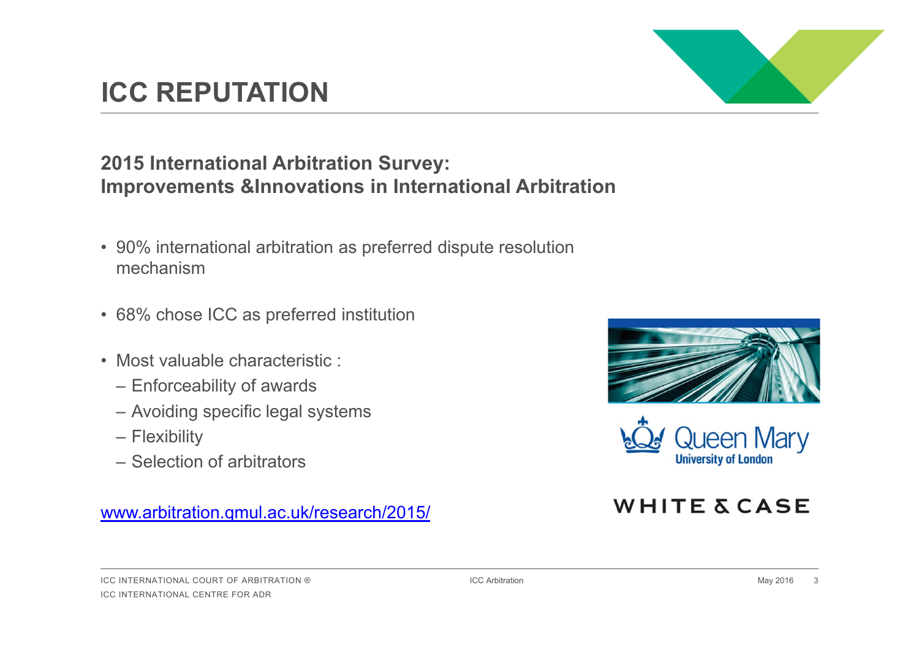# ICC REPUTATION

## 2015 International Arbitration Survey: Improvements &Innovations in International Arbitration

- 90% international arbitration as preferred dispute resolution mechanism
- 68% chose ICC as preferred institution
- Most valuable characteristic :
  - Enforceability of awards
  - Avoiding specific legal systems
  - Flexibility
  - Selection of arbitrators

[www.arbitration.qmul.ac.uk/research/2015/](http://www.arbitration.qmul.ac.uk/research/2015/)

Queen Mary University of London

WHITE & CASE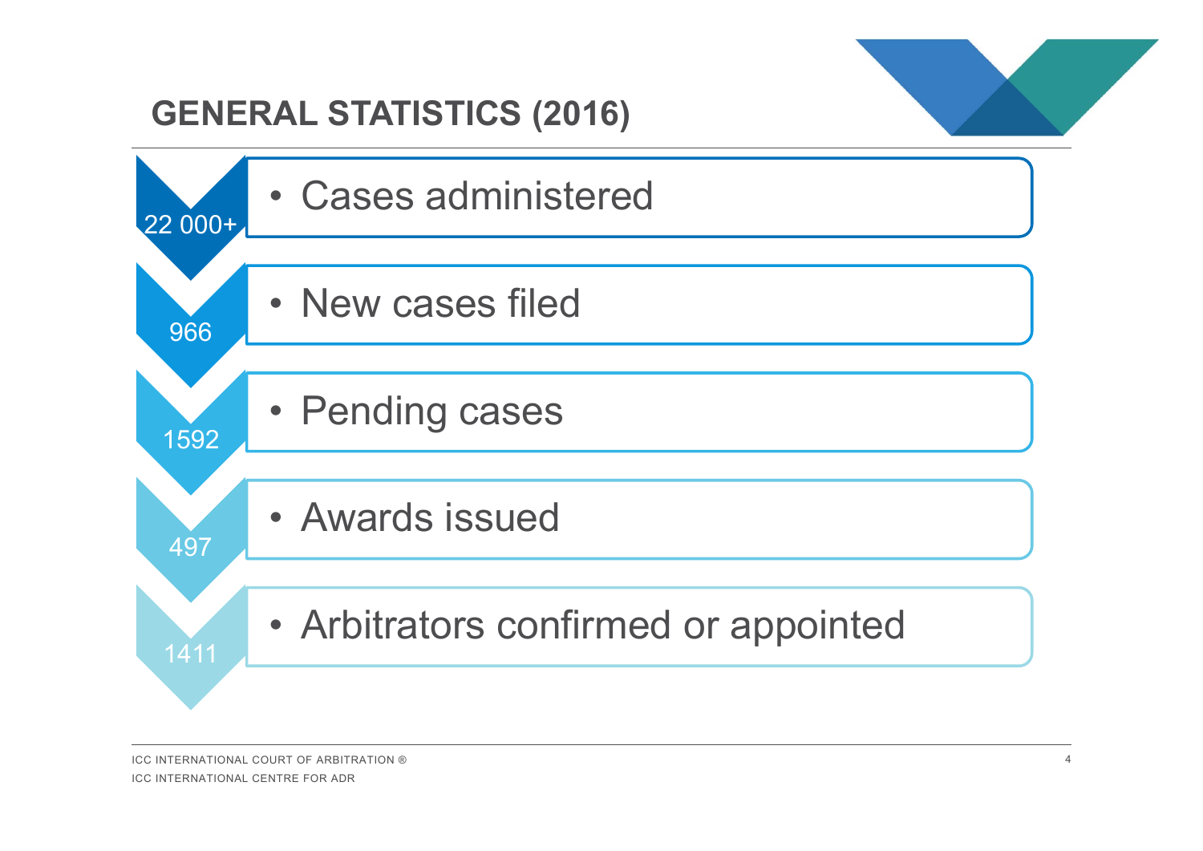# GENERAL STATISTICS (2016)

- 22 000+ — Cases administered
- 966 — New cases filed
- 1592 — Pending cases
- 497 — Awards issued
- 1411 — Arbitrators confirmed or appointed

ICC INTERNATIONAL COURT OF ARBITRATION ®
ICC INTERNATIONAL CENTRE FOR ADR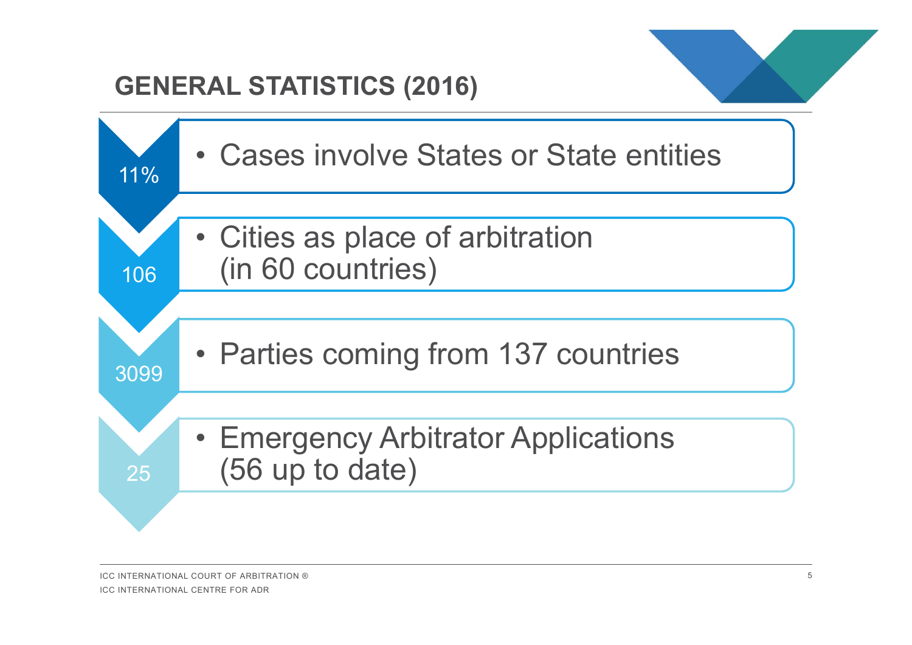## GENERAL STATISTICS (2016)

- **11%** — Cases involve States or State entities
- **106** — Cities as place of arbitration (in 60 countries)
- **3099** — Parties coming from 137 countries
- **25** — Emergency Arbitrator Applications (56 up to date)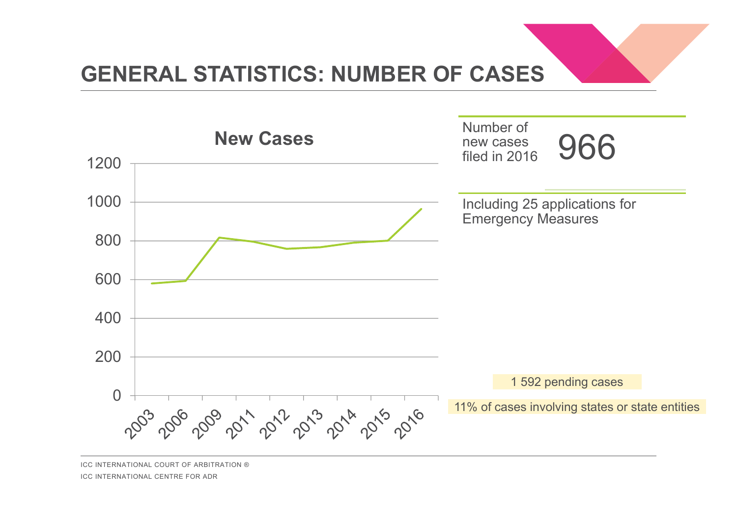# GENERAL STATISTICS: NUMBER OF CASES

**New Cases**

| Year | New Cases |
|---|---|
| 2003 | ~580 |
| 2006 | ~593 |
| 2009 | ~817 |
| 2011 | ~796 |
| 2012 | ~759 |
| 2013 | ~767 |
| 2014 | ~791 |
| 2015 | ~801 |
| 2016 | 966 |

Number of new cases filed in 2016 **966**

Including 25 applications for Emergency Measures

1 592 pending cases

11% of cases involving states or state entities

ICC INTERNATIONAL COURT OF ARBITRATION ®

ICC INTERNATIONAL CENTRE FOR ADR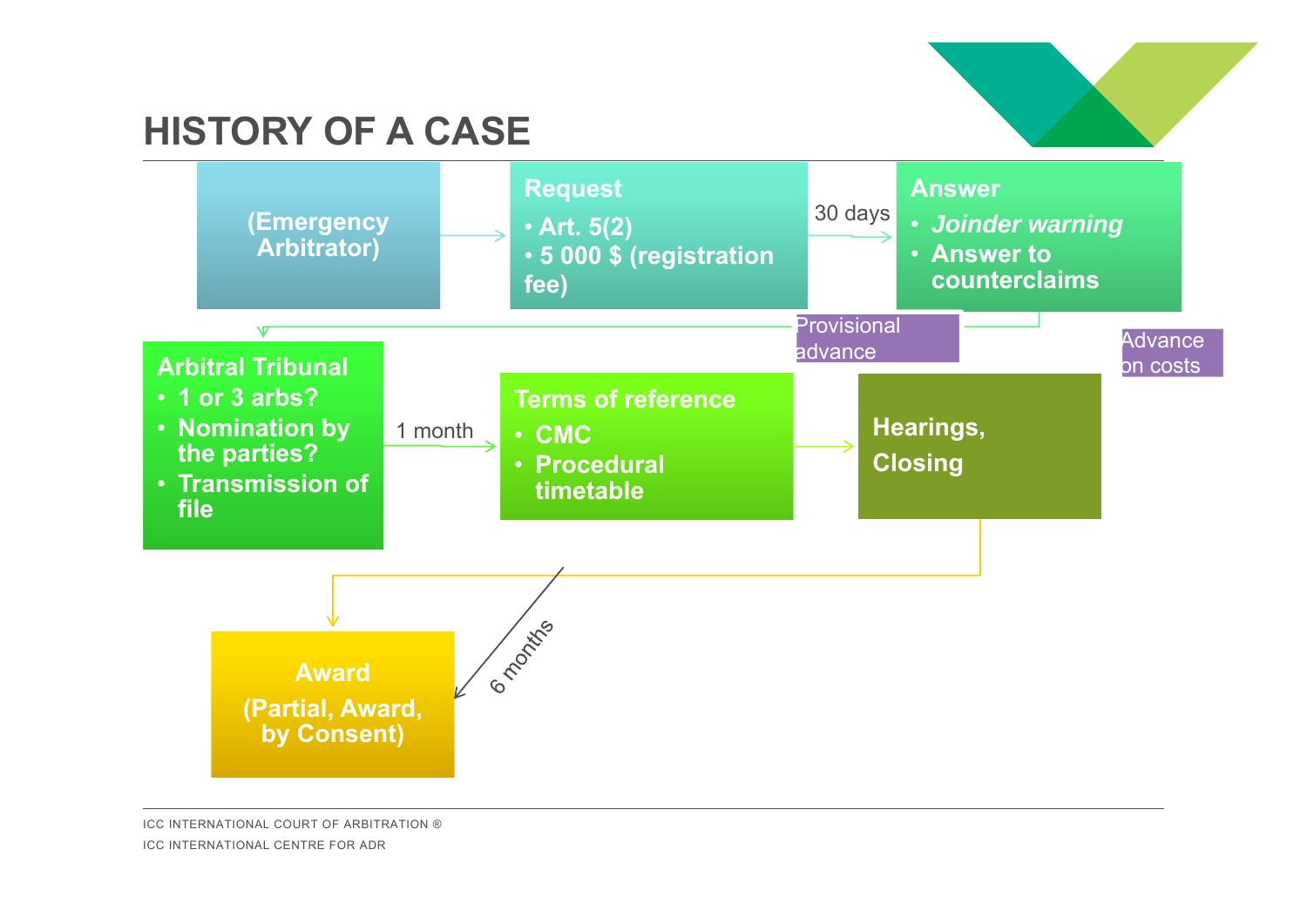# HISTORY OF A CASE

**(Emergency Arbitrator)**

**Request**
- **Art. 5(2)**
- **5 000 $ (registration fee)**

30 days

**Answer**
- ***Joinder warning***
- **Answer to counterclaims**

Provisional advance

Advance on costs

**Arbitral Tribunal**
- **1 or 3 arbs?**
- **Nomination by the parties?**
- **Transmission of file**

1 month

**Terms of reference**
- **CMC**
- **Procedural timetable**

**Hearings, Closing**

6 months

**Award (Partial, Award, by Consent)**

ICC INTERNATIONAL COURT OF ARBITRATION ®

ICC INTERNATIONAL CENTRE FOR ADR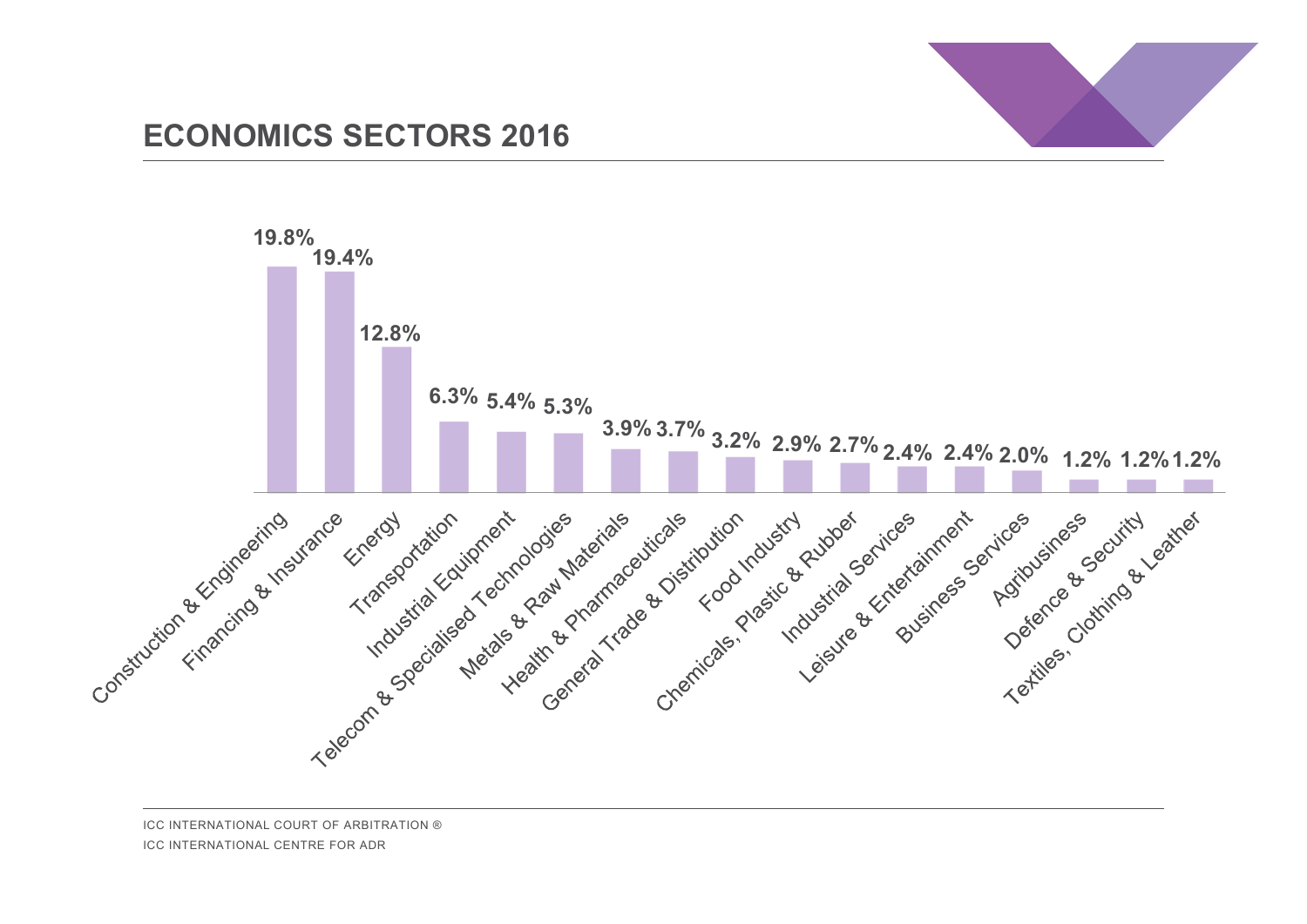# ECONOMICS SECTORS 2016

| Sector | Percentage |
| --- | --- |
| Construction & Engineering | 19.8% |
| Financing & Insurance | 19.4% |
| Energy | 12.8% |
| Transportation | 6.3% |
| Industrial Equipment | 5.4% |
| Telecom & Specialised Technologies | 5.3% |
| Metals & Raw Materials | 3.9% |
| Health & Pharmaceuticals | 3.7% |
| General Trade & Distribution | 3.2% |
| Food Industry | 2.9% |
| Chemicals, Plastic & Rubber | 2.7% |
| Industrial Services | 2.4% |
| Leisure & Entertainment | 2.4% |
| Business Services | 2.0% |
| Agribusiness | 1.2% |
| Defence & Security | 1.2% |
| Textiles, Clothing & Leather | 1.2% |

ICC INTERNATIONAL COURT OF ARBITRATION ®
ICC INTERNATIONAL CENTRE FOR ADR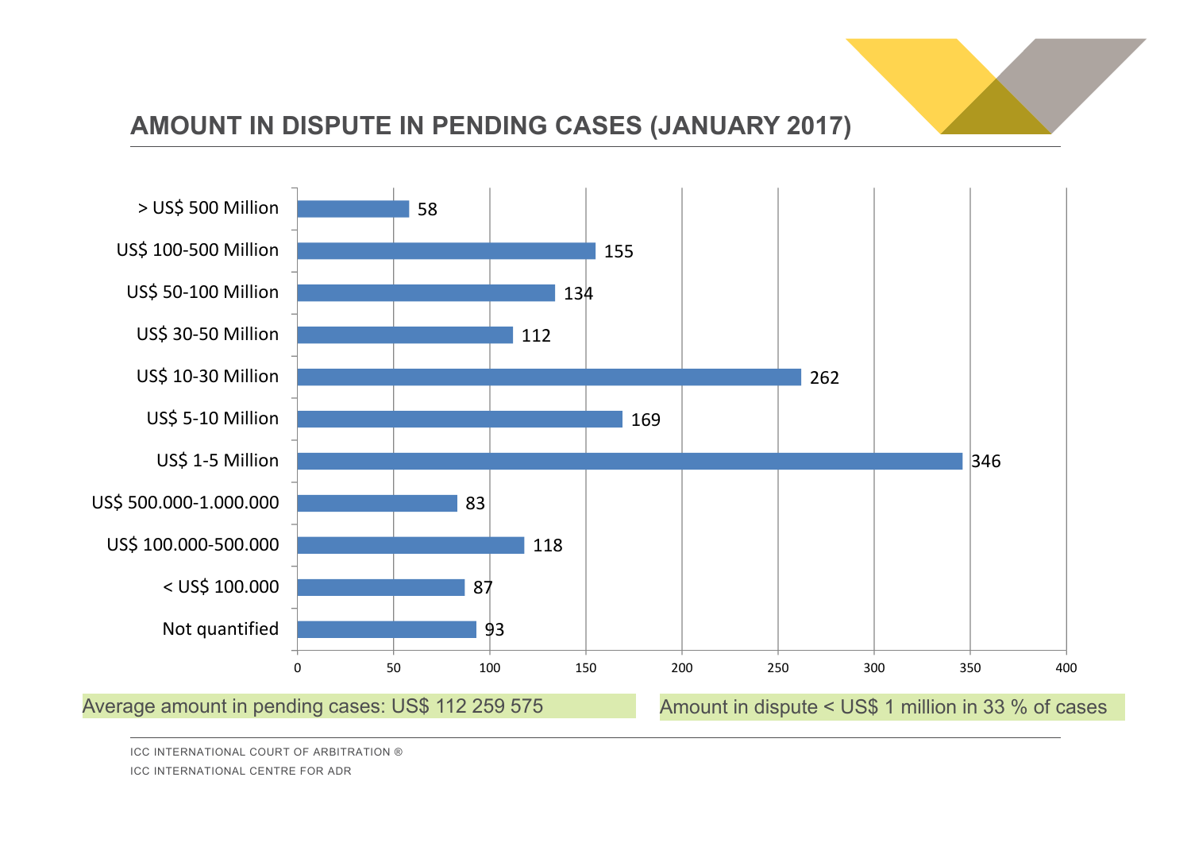## AMOUNT IN DISPUTE IN PENDING CASES (JANUARY 2017)

| Amount in dispute | Number of cases |
|---|---|
| > US$ 500 Million | 58 |
| US$ 100-500 Million | 155 |
| US$ 50-100 Million | 134 |
| US$ 30-50 Million | 112 |
| US$ 10-30 Million | 262 |
| US$ 5-10 Million | 169 |
| US$ 1-5 Million | 346 |
| US$ 500.000-1.000.000 | 83 |
| US$ 100.000-500.000 | 118 |
| < US$ 100.000 | 87 |
| Not quantified | 93 |

Average amount in pending cases: US$ 112 259 575

Amount in dispute < US$ 1 million in 33 % of cases

ICC INTERNATIONAL COURT OF ARBITRATION ®
ICC INTERNATIONAL CENTRE FOR ADR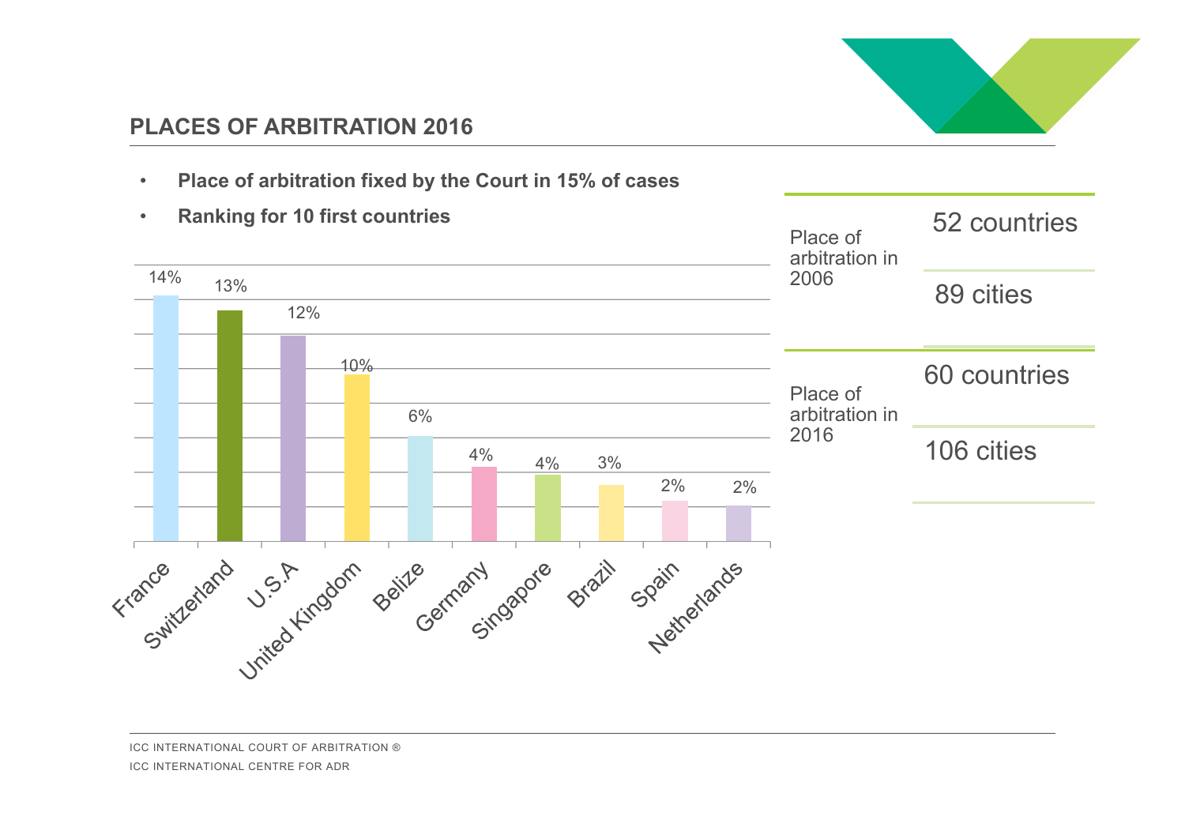## PLACES OF ARBITRATION 2016

- **Place of arbitration fixed by the Court in 15% of cases**
- **Ranking for 10 first countries**

| Country | % |
|---|---|
| France | 14% |
| Switzerland | 13% |
| U.S.A | 12% |
| United Kingdom | 10% |
| Belize | 6% |
| Germany | 4% |
| Singapore | 4% |
| Brazil | 3% |
| Spain | 2% |
| Netherlands | 2% |

| | |
|---|---|
| Place of arbitration in 2006 | 52 countries |
| | 89 cities |
| Place of arbitration in 2016 | 60 countries |
| | 106 cities |

ICC INTERNATIONAL COURT OF ARBITRATION ®

ICC INTERNATIONAL CENTRE FOR ADR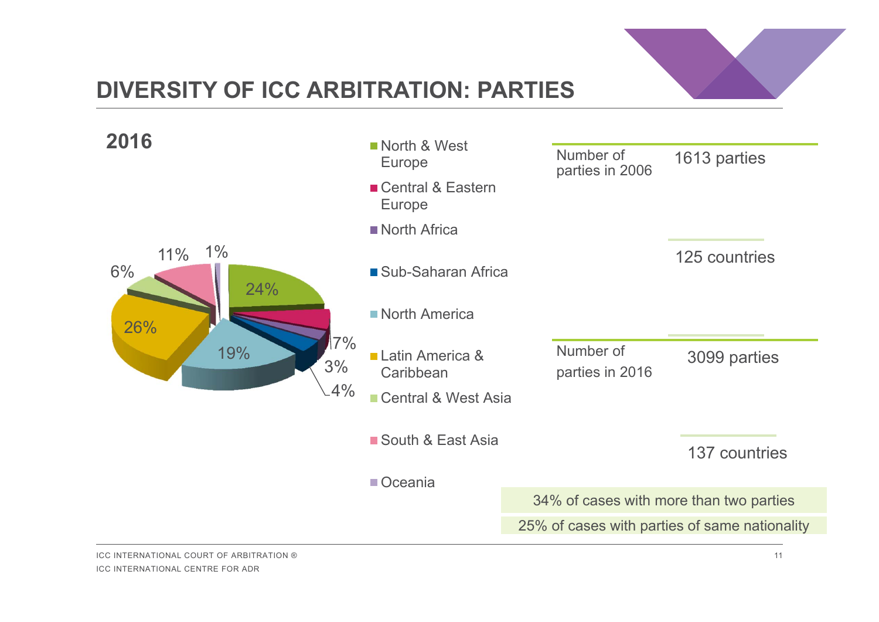# DIVERSITY OF ICC ARBITRATION: PARTIES

## 2016

| Region | Share |
|---|---|
| North & West Europe | 24% |
| Central & Eastern Europe | 7% |
| North Africa | 3% |
| Sub-Saharan Africa | 4% |
| North America | 19% |
| Latin America & Caribbean | 26% |
| Central & West Asia | 6% |
| South & East Asia | 11% |
| Oceania | 1% |

| | |
|---|---|
| Number of parties in 2006 | 1613 parties |
| | 125 countries |
| Number of parties in 2016 | 3099 parties |
| | 137 countries |

34% of cases with more than two parties

25% of cases with parties of same nationality

ICC INTERNATIONAL COURT OF ARBITRATION ®

ICC INTERNATIONAL CENTRE FOR ADR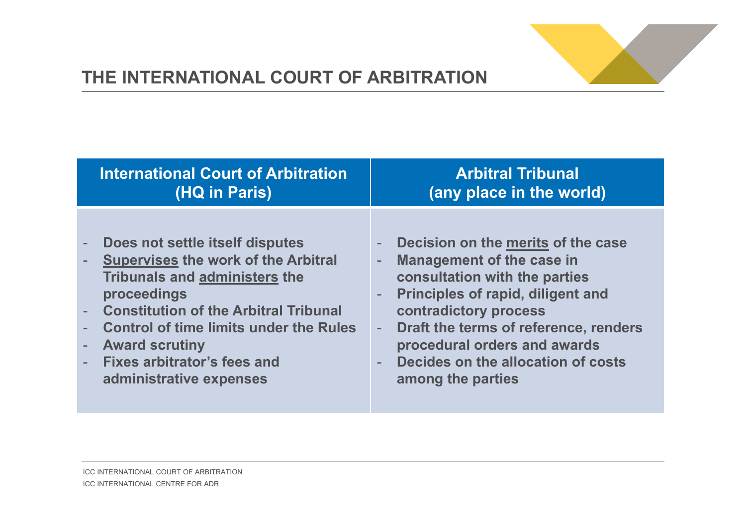# THE INTERNATIONAL COURT OF ARBITRATION

| International Court of Arbitration (HQ in Paris) | Arbitral Tribunal (any place in the world) |
| --- | --- |
| - Does not settle itself disputes<br>- <u>Supervises</u> the work of the Arbitral Tribunals and <u>administers</u> the proceedings<br>- Constitution of the Arbitral Tribunal<br>- Control of time limits under the Rules<br>- Award scrutiny<br>- Fixes arbitrator's fees and administrative expenses | - Decision on the <u>merits</u> of the case<br>- Management of the case in consultation with the parties<br>- Principles of rapid, diligent and contradictory process<br>- Draft the terms of reference, renders procedural orders and awards<br>- Decides on the allocation of costs among the parties |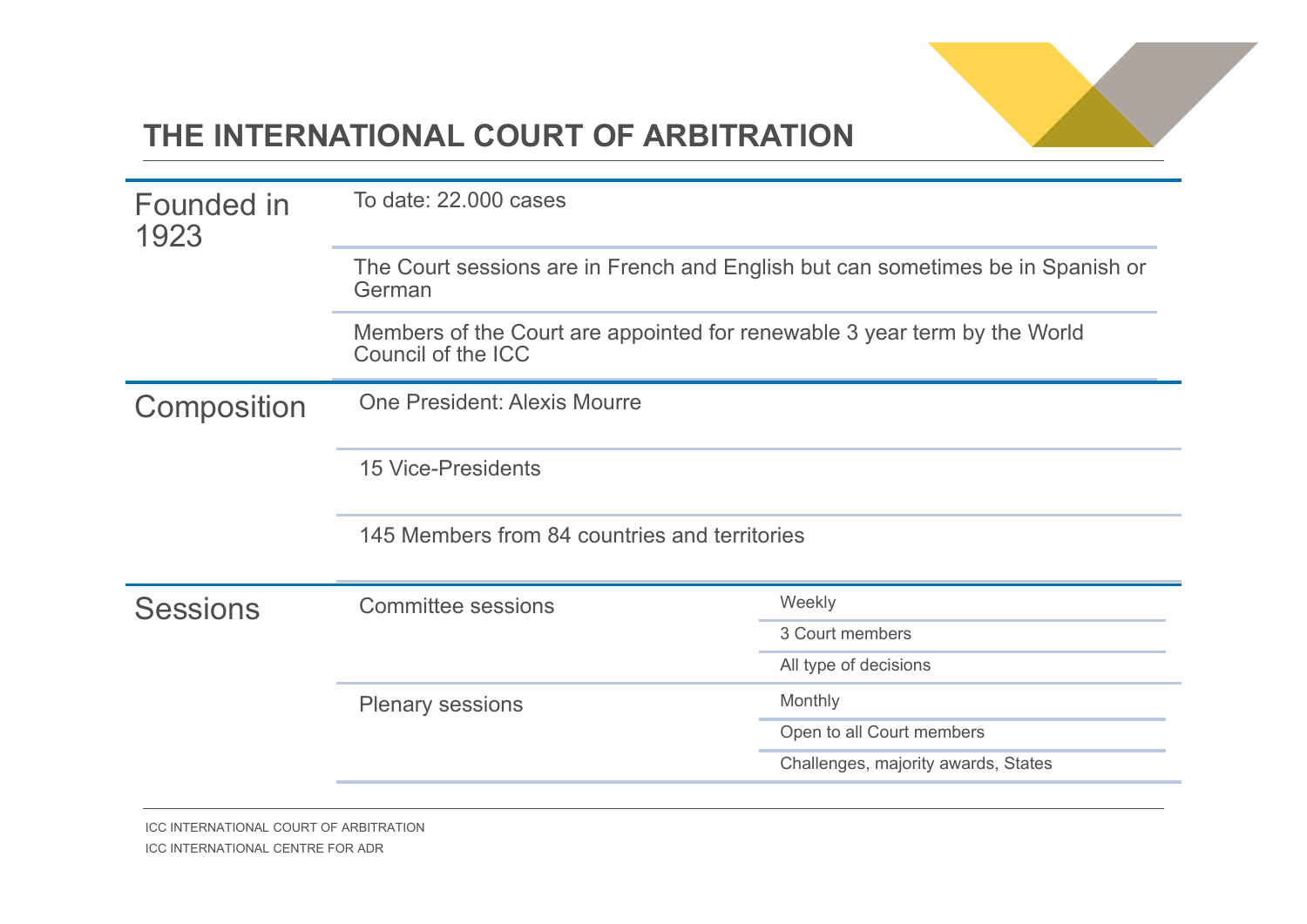# THE INTERNATIONAL COURT OF ARBITRATION

## Founded in 1923

- To date: 22.000 cases
- The Court sessions are in French and English but can sometimes be in Spanish or German
- Members of the Court are appointed for renewable 3 year term by the World Council of the ICC

## Composition

- One President: Alexis Mourre
- 15 Vice-Presidents
- 145 Members from 84 countries and territories

## Sessions

| Session type | Details |
|---|---|
| Committee sessions | Weekly |
| | 3 Court members |
| | All type of decisions |
| Plenary sessions | Monthly |
| | Open to all Court members |
| | Challenges, majority awards, States |

ICC INTERNATIONAL COURT OF ARBITRATION
ICC INTERNATIONAL CENTRE FOR ADR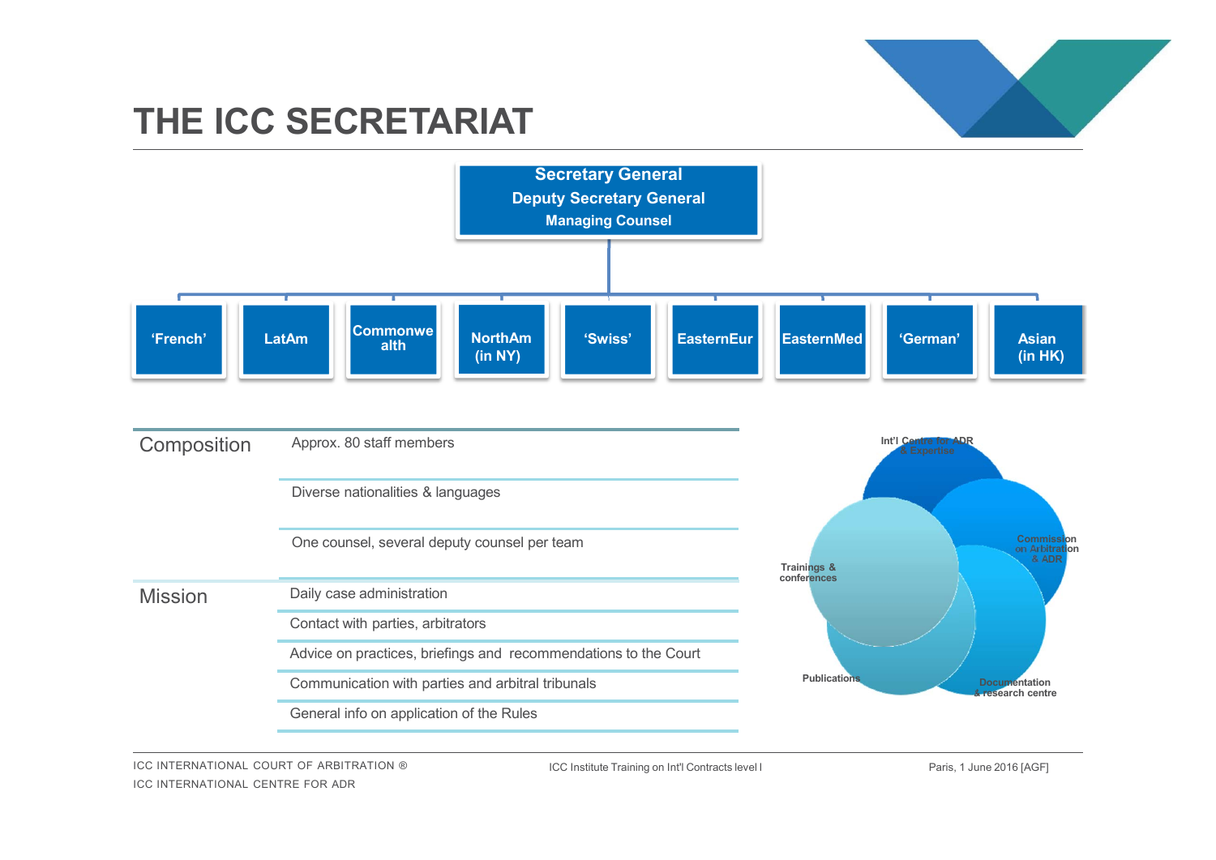# THE ICC SECRETARIAT

**Secretary General**
**Deputy Secretary General**
**Managing Counsel**

- ‘French’
- LatAm
- Commonwealth
- NorthAm (in NY)
- ‘Swiss’
- EasternEur
- EasternMed
- ‘German’
- Asian (in HK)

| | |
|---|---|
| Composition | Approx. 80 staff members |
| | Diverse nationalities & languages |
| | One counsel, several deputy counsel per team |
| Mission | Daily case administration |
| | Contact with parties, arbitrators |
| | Advice on practices, briefings and recommendations to the Court |
| | Communication with parties and arbitral tribunals |
| | General info on application of the Rules |

- Int'l Centre for ADR & Expertise
- Commission on Arbitration & ADR
- Trainings & conferences
- Publications
- Documentation & research centre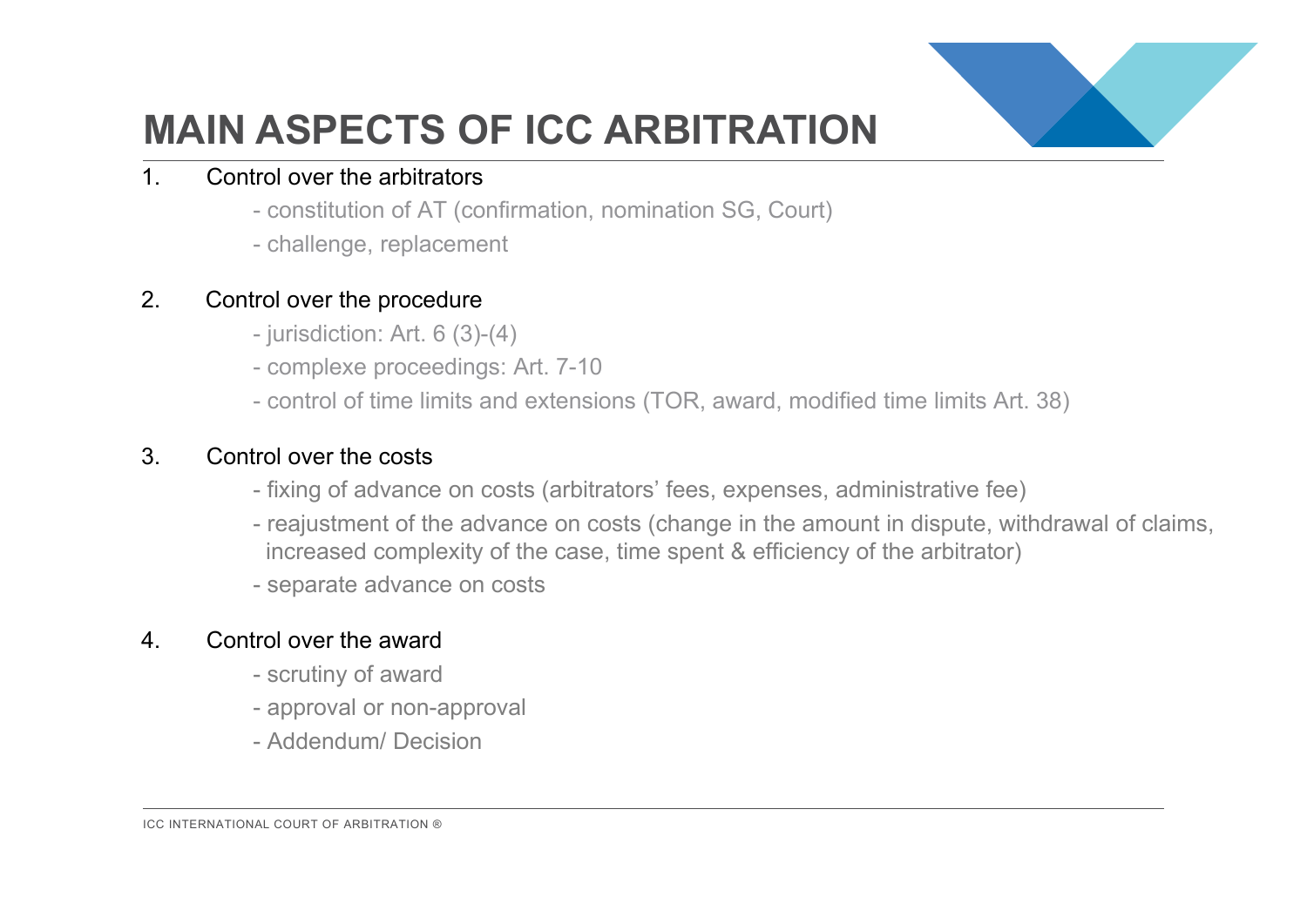# MAIN ASPECTS OF ICC ARBITRATION

1. Control over the arbitrators
   - constitution of AT (confirmation, nomination SG, Court)
   - challenge, replacement

2. Control over the procedure
   - jurisdiction: Art. 6 (3)-(4)
   - complexe proceedings: Art. 7-10
   - control of time limits and extensions (TOR, award, modified time limits Art. 38)

3. Control over the costs
   - fixing of advance on costs (arbitrators' fees, expenses, administrative fee)
   - reajustment of the advance on costs (change in the amount in dispute, withdrawal of claims, increased complexity of the case, time spent & efficiency of the arbitrator)
   - separate advance on costs

4. Control over the award
   - scrutiny of award
   - approval or non-approval
   - Addendum/ Decision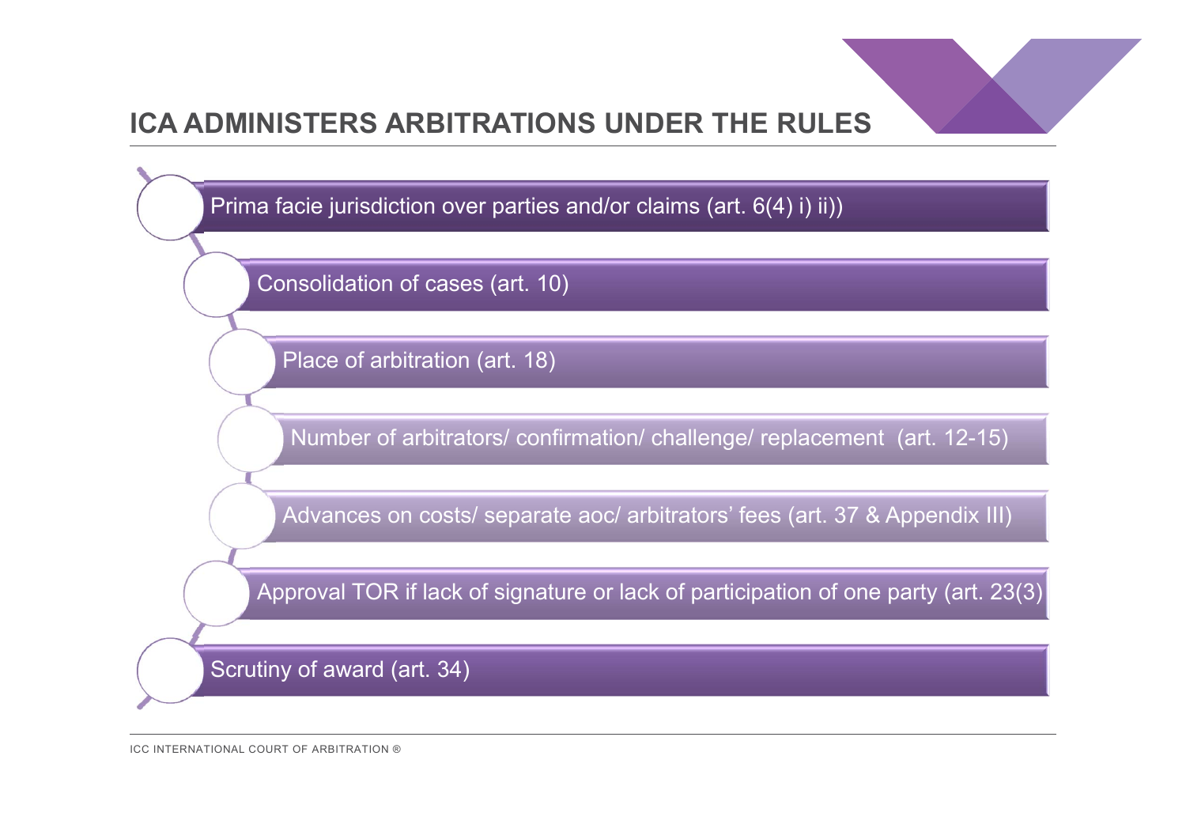## ICA ADMINISTERS ARBITRATIONS UNDER THE RULES

- Prima facie jurisdiction over parties and/or claims (art. 6(4) i) ii))
- Consolidation of cases (art. 10)
- Place of arbitration (art. 18)
- Number of arbitrators/ confirmation/ challenge/ replacement (art. 12-15)
- Advances on costs/ separate aoc/ arbitrators' fees (art. 37 & Appendix III)
- Approval TOR if lack of signature or lack of participation of one party (art. 23(3)
- Scrutiny of award (art. 34)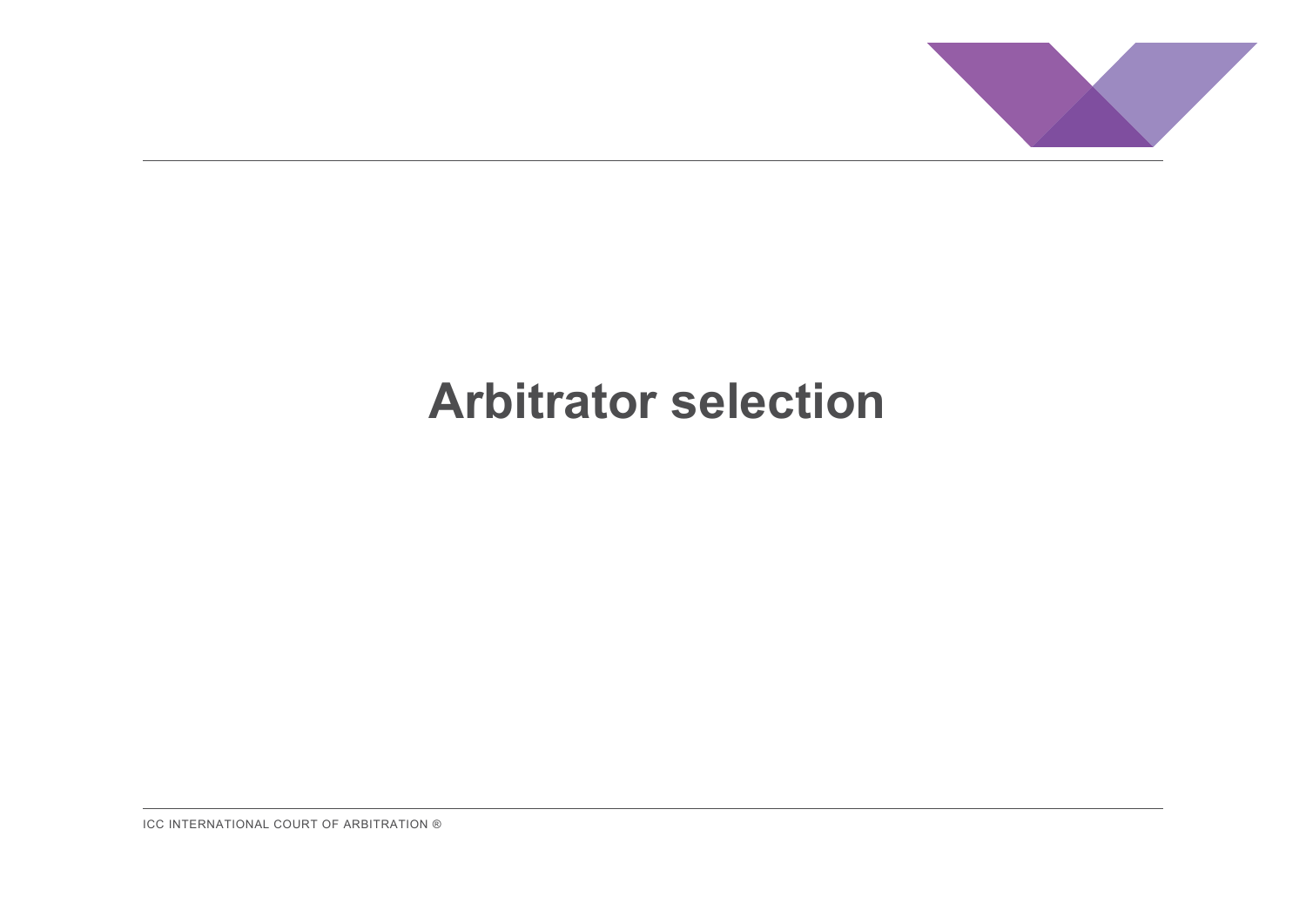# Arbitrator selection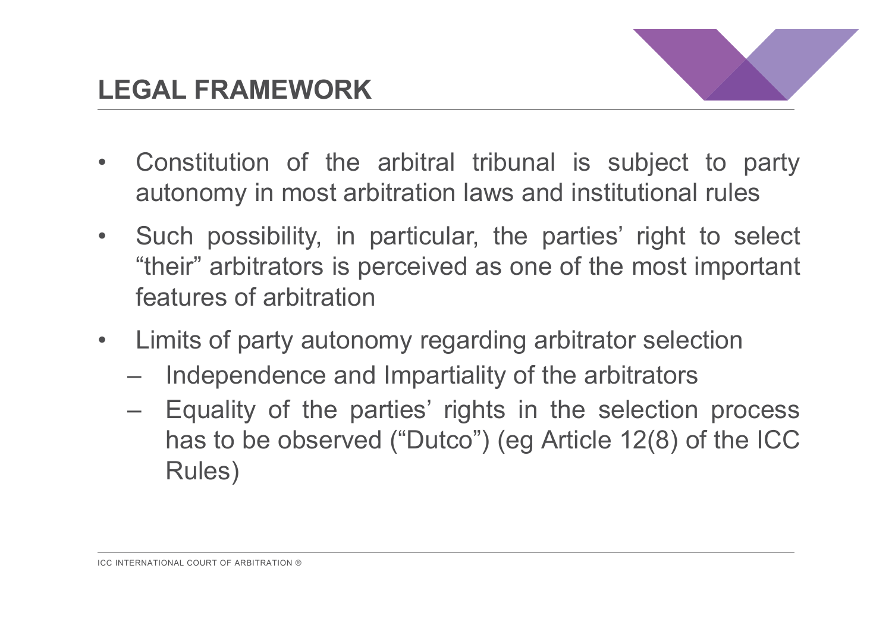## LEGAL FRAMEWORK

- Constitution of the arbitral tribunal is subject to party autonomy in most arbitration laws and institutional rules
- Such possibility, in particular, the parties' right to select "their" arbitrators is perceived as one of the most important features of arbitration
- Limits of party autonomy regarding arbitrator selection
  - Independence and Impartiality of the arbitrators
  - Equality of the parties' rights in the selection process has to be observed ("Dutco") (eg Article 12(8) of the ICC Rules)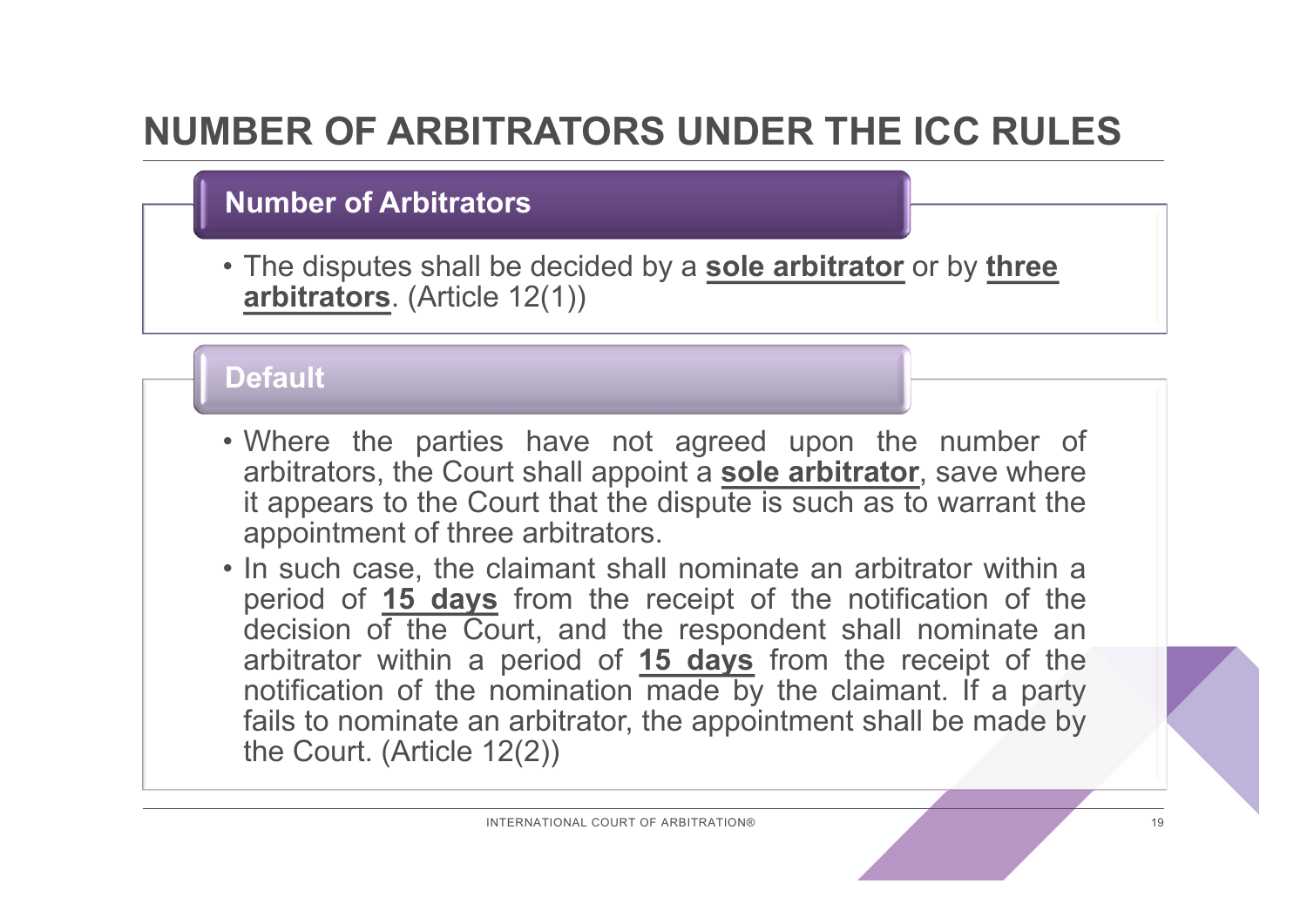# NUMBER OF ARBITRATORS UNDER THE ICC RULES

## Number of Arbitrators

- The disputes shall be decided by a **sole arbitrator** or by **three arbitrators**. (Article 12(1))

## Default

- Where the parties have not agreed upon the number of arbitrators, the Court shall appoint a **sole arbitrator**, save where it appears to the Court that the dispute is such as to warrant the appointment of three arbitrators.
- In such case, the claimant shall nominate an arbitrator within a period of **15 days** from the receipt of the notification of the decision of the Court, and the respondent shall nominate an arbitrator within a period of **15 days** from the receipt of the notification of the nomination made by the claimant. If a party fails to nominate an arbitrator, the appointment shall be made by the Court. (Article 12(2))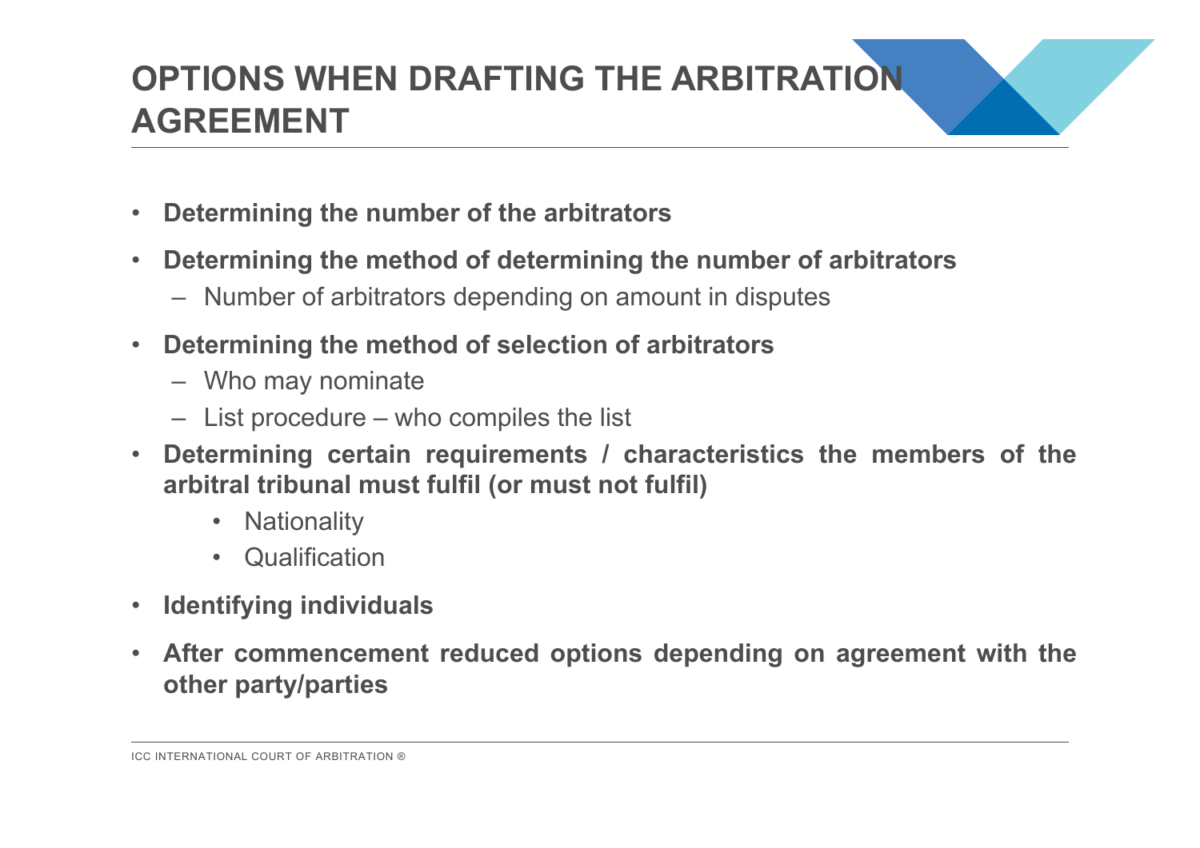# OPTIONS WHEN DRAFTING THE ARBITRATION AGREEMENT

- **Determining the number of the arbitrators**
- **Determining the method of determining the number of arbitrators**
  - Number of arbitrators depending on amount in disputes
- **Determining the method of selection of arbitrators**
  - Who may nominate
  - List procedure – who compiles the list
- **Determining certain requirements / characteristics the members of the arbitral tribunal must fulfil (or must not fulfil)**
  - Nationality
  - Qualification
- **Identifying individuals**
- **After commencement reduced options depending on agreement with the other party/parties**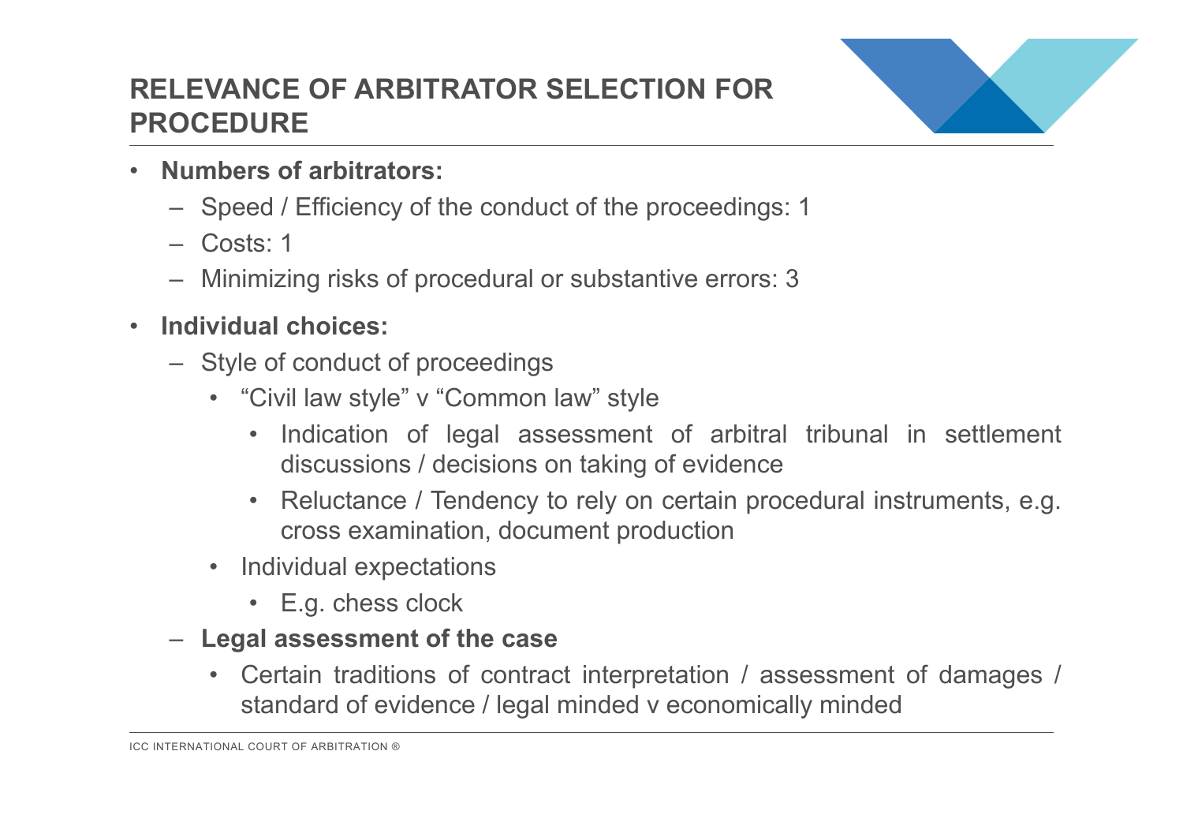# RELEVANCE OF ARBITRATOR SELECTION FOR PROCEDURE

- **Numbers of arbitrators:**
  - Speed / Efficiency of the conduct of the proceedings: 1
  - Costs: 1
  - Minimizing risks of procedural or substantive errors: 3
- **Individual choices:**
  - Style of conduct of proceedings
    - “Civil law style” v “Common law” style
      - Indication of legal assessment of arbitral tribunal in settlement discussions / decisions on taking of evidence
      - Reluctance / Tendency to rely on certain procedural instruments, e.g. cross examination, document production
    - Individual expectations
      - E.g. chess clock
  - **Legal assessment of the case**
    - Certain traditions of contract interpretation / assessment of damages / standard of evidence / legal minded v economically minded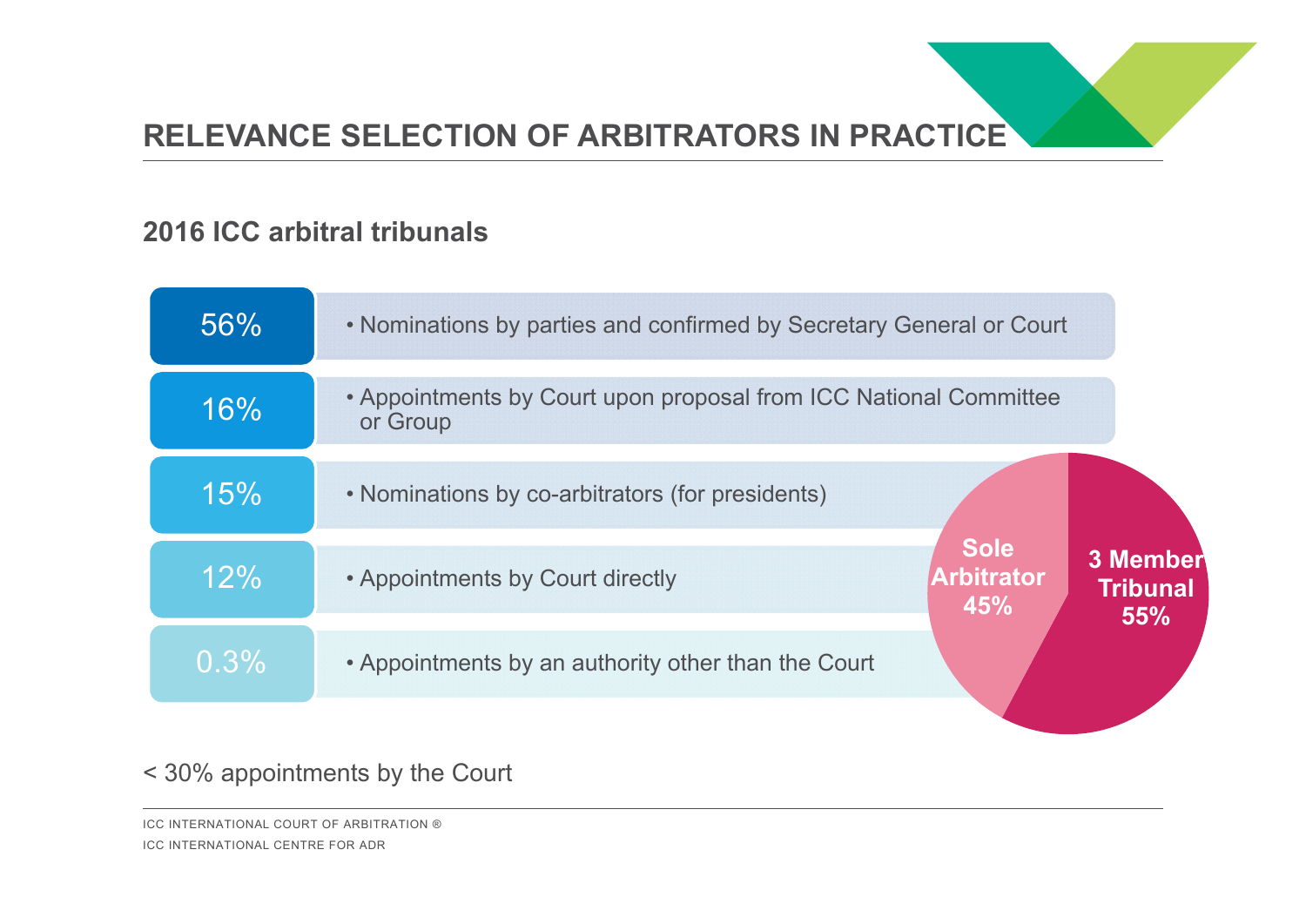# RELEVANCE SELECTION OF ARBITRATORS IN PRACTICE

## 2016 ICC arbitral tribunals

| | |
|---|---|
| 56% | • Nominations by parties and confirmed by Secretary General or Court |
| 16% | • Appointments by Court upon proposal from ICC National Committee or Group |
| 15% | • Nominations by co-arbitrators (for presidents) |
| 12% | • Appointments by Court directly |
| 0.3% | • Appointments by an authority other than the Court |

Sole Arbitrator 45%

3 Member Tribunal 55%

< 30% appointments by the Court

ICC INTERNATIONAL COURT OF ARBITRATION ®

ICC INTERNATIONAL CENTRE FOR ADR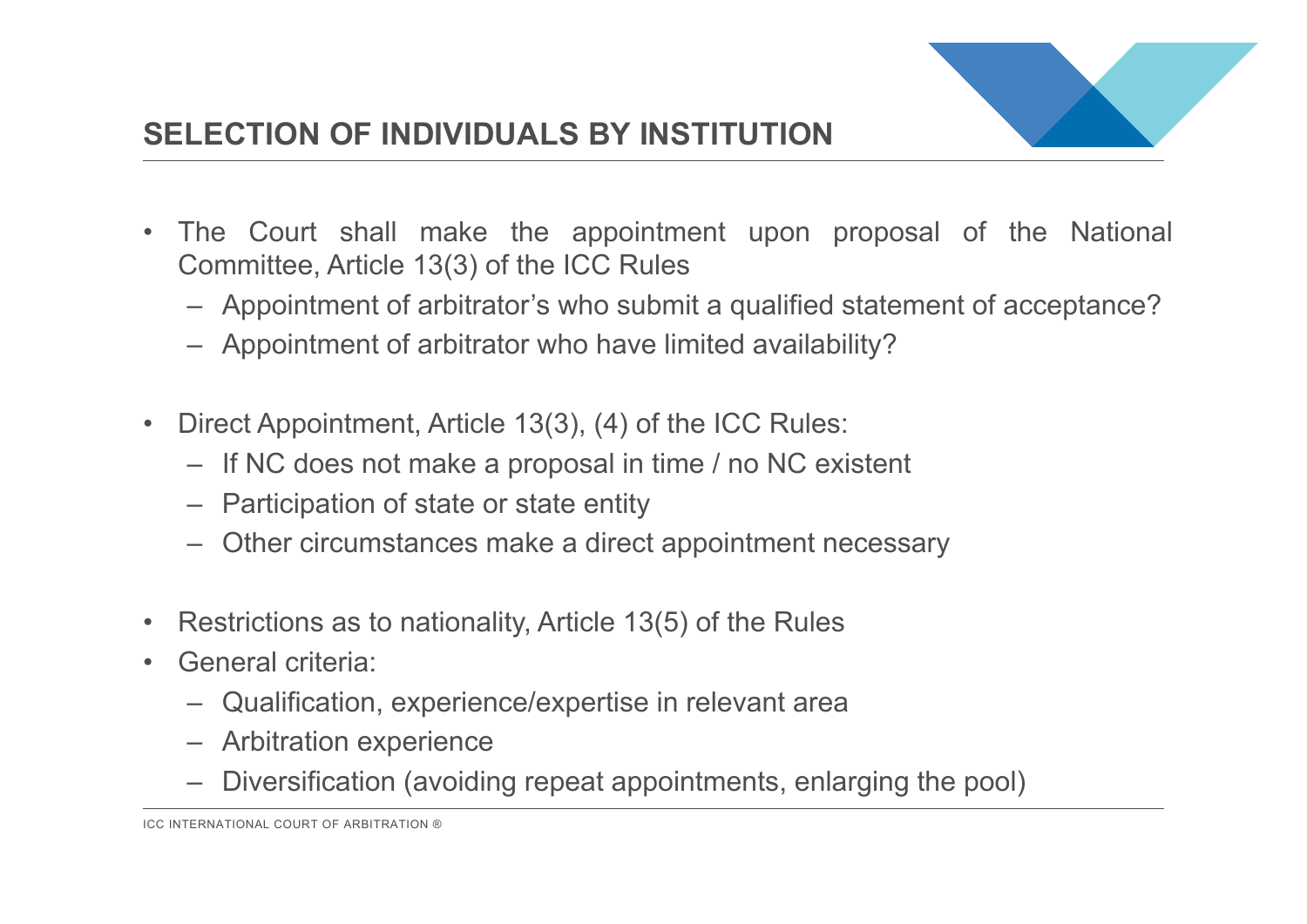## SELECTION OF INDIVIDUALS BY INSTITUTION

- The Court shall make the appointment upon proposal of the National Committee, Article 13(3) of the ICC Rules
  - Appointment of arbitrator's who submit a qualified statement of acceptance?
  - Appointment of arbitrator who have limited availability?

- Direct Appointment, Article 13(3), (4) of the ICC Rules:
  - If NC does not make a proposal in time / no NC existent
  - Participation of state or state entity
  - Other circumstances make a direct appointment necessary

- Restrictions as to nationality, Article 13(5) of the Rules
- General criteria:
  - Qualification, experience/expertise in relevant area
  - Arbitration experience
  - Diversification (avoiding repeat appointments, enlarging the pool)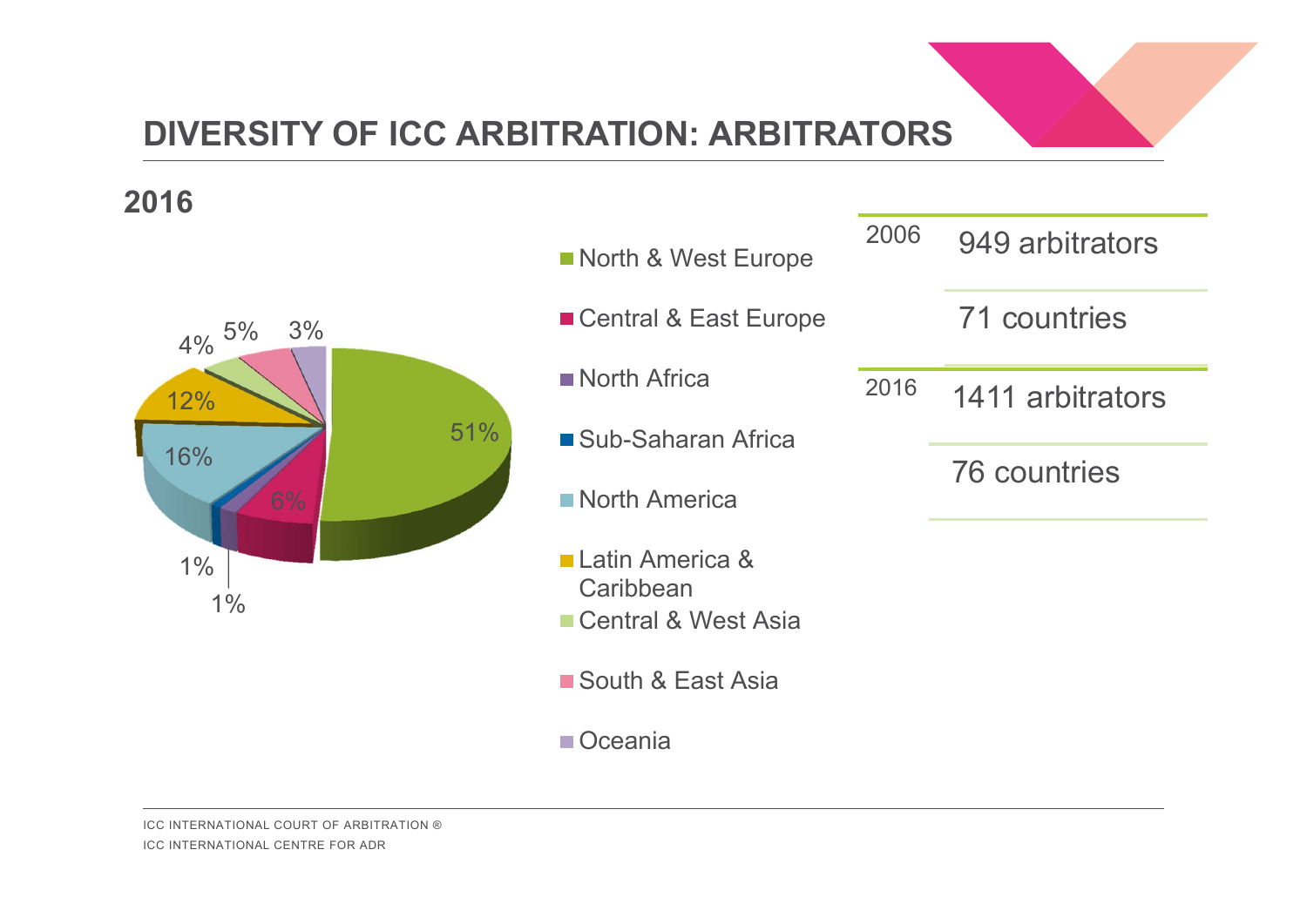# DIVERSITY OF ICC ARBITRATION: ARBITRATORS

## 2016

| Region | Share |
| --- | --- |
| North & West Europe | 51% |
| Central & East Europe | 6% |
| North Africa | 1% |
| Sub-Saharan Africa | 1% |
| North America | 16% |
| Latin America & Caribbean | 12% |
| Central & West Asia | 4% |
| South & East Asia | 5% |
| Oceania | 3% |

| Year | | |
| --- | --- | --- |
| 2006 | 949 arbitrators | 71 countries |
| 2016 | 1411 arbitrators | 76 countries |

ICC INTERNATIONAL COURT OF ARBITRATION ®
ICC INTERNATIONAL CENTRE FOR ADR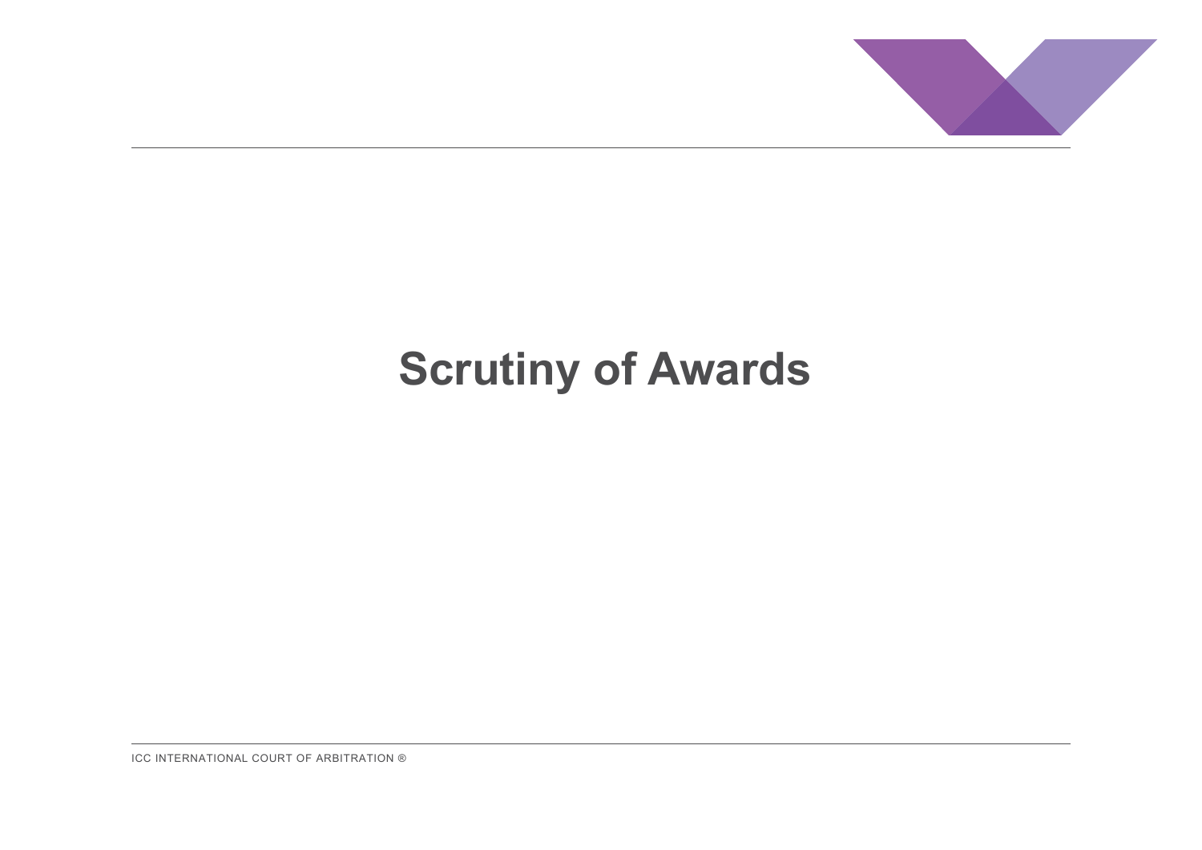# Scrutiny of Awards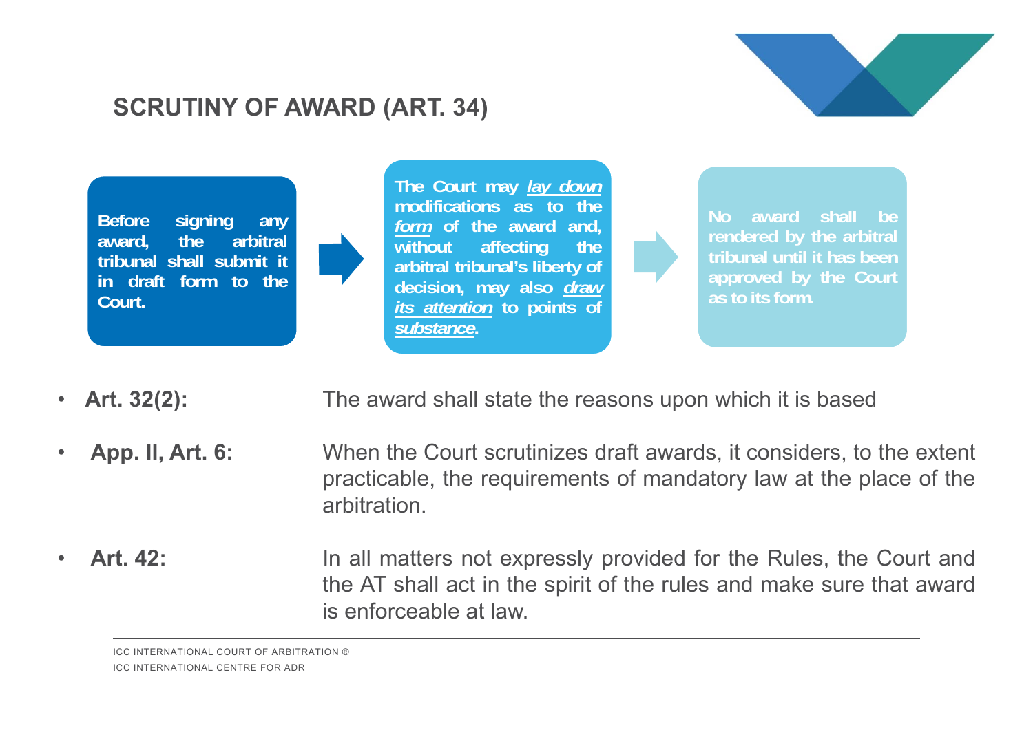## SCRUTINY OF AWARD (ART. 34)

**Before signing any award, the arbitral tribunal shall submit it in draft form to the Court.**

→

**The Court may *lay down* modifications as to the *form* of the award and, without affecting the arbitral tribunal's liberty of decision, may also *draw its attention* to points of *substance*.**

→

**No award shall be rendered by the arbitral tribunal until it has been approved by the Court as to its form.**

- **Art. 32(2):** The award shall state the reasons upon which it is based
- **App. II, Art. 6:** When the Court scrutinizes draft awards, it considers, to the extent practicable, the requirements of mandatory law at the place of the arbitration.
- **Art. 42:** In all matters not expressly provided for the Rules, the Court and the AT shall act in the spirit of the rules and make sure that award is enforceable at law.

ICC INTERNATIONAL COURT OF ARBITRATION ®
ICC INTERNATIONAL CENTRE FOR ADR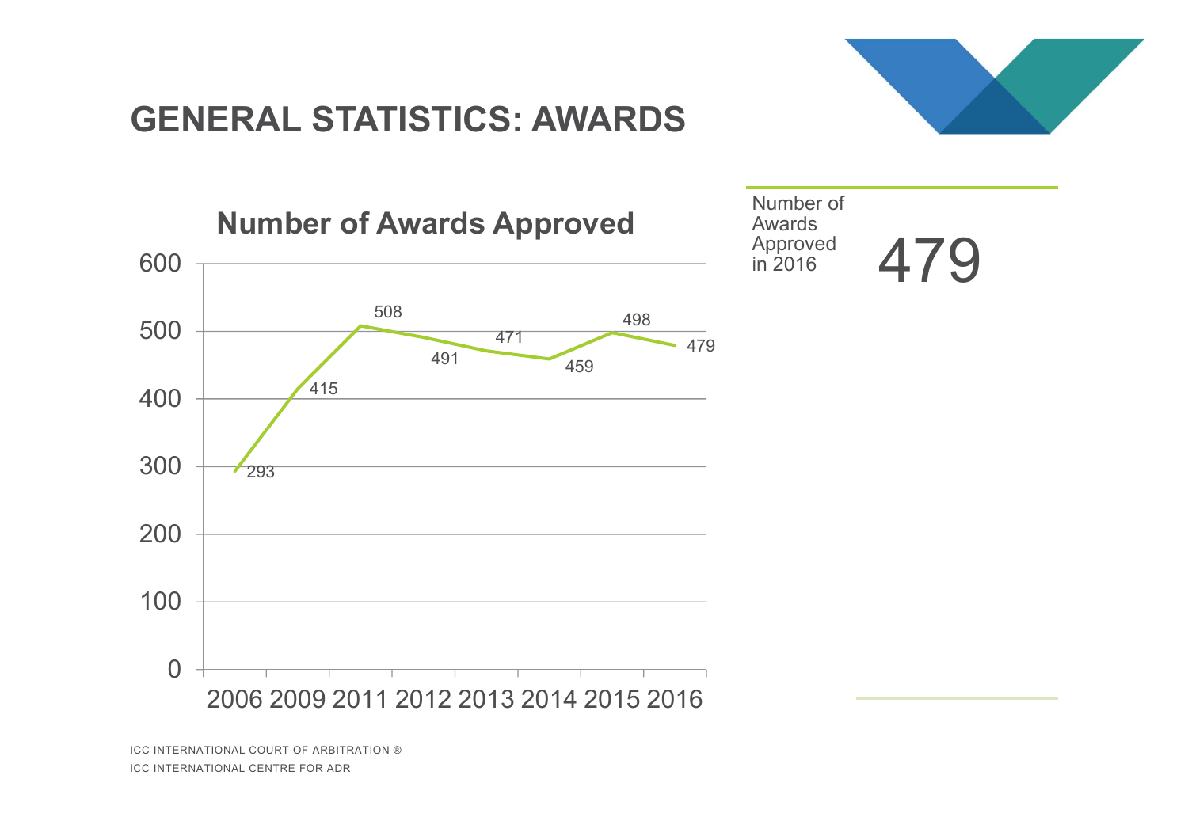# GENERAL STATISTICS: AWARDS

## Number of Awards Approved

| Year | Number of Awards Approved |
|---|---|
| 2006 | 293 |
| 2009 | 415 |
| 2011 | 508 |
| 2012 | 491 |
| 2013 | 471 |
| 2014 | 459 |
| 2015 | 498 |
| 2016 | 479 |

Number of Awards Approved in 2016

**479**

ICC INTERNATIONAL COURT OF ARBITRATION ®

ICC INTERNATIONAL CENTRE FOR ADR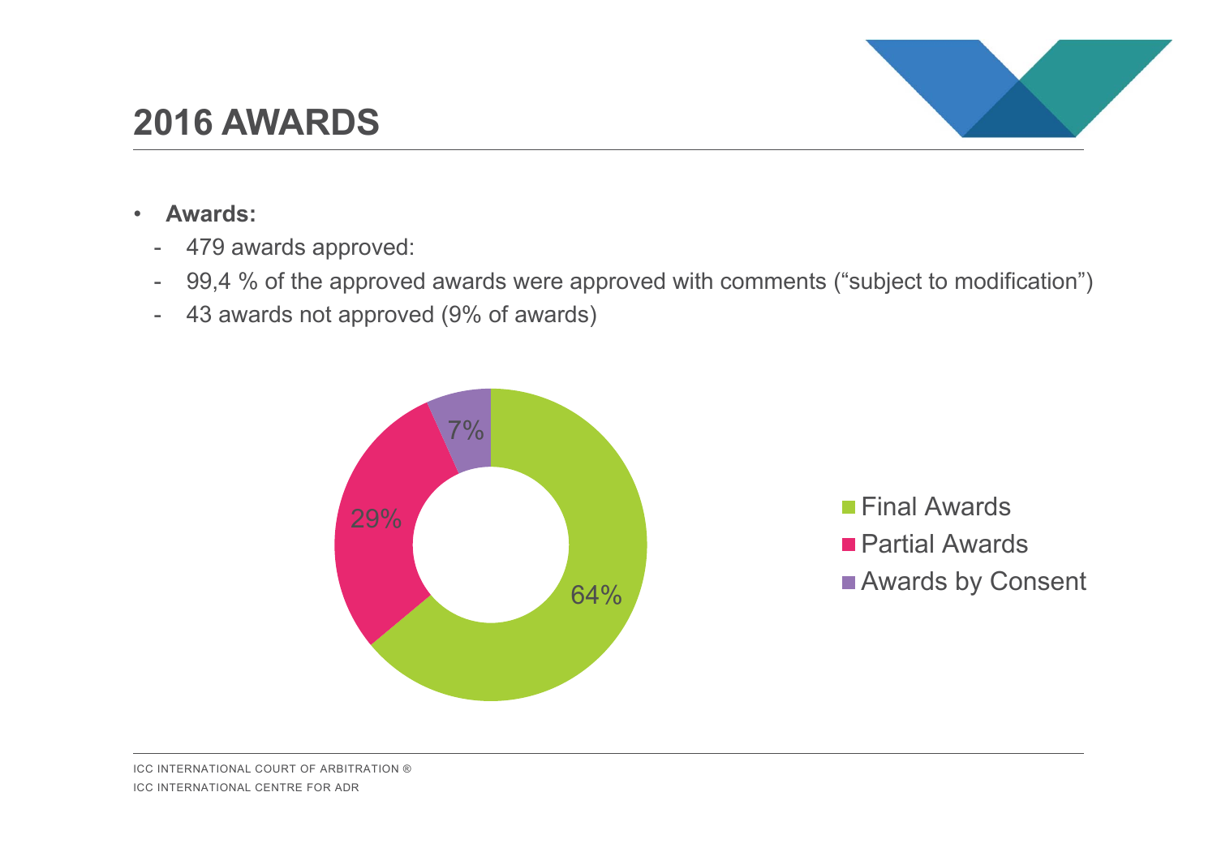# 2016 AWARDS

- **Awards:**
  - 479 awards approved:
  - 99,4 % of the approved awards were approved with comments (“subject to modification”)
  - 43 awards not approved (9% of awards)

| Award type | Share |
|---|---|
| Final Awards | 64% |
| Partial Awards | 29% |
| Awards by Consent | 7% |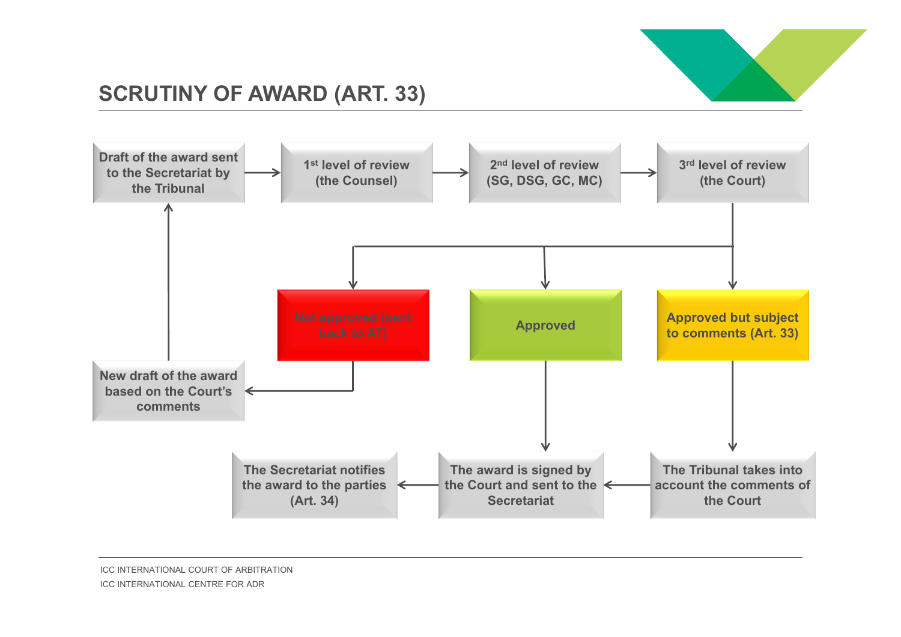# SCRUTINY OF AWARD (ART. 33)

Draft of the award sent to the Secretariat by the Tribunal

1st level of review (the Counsel)

2nd level of review (SG, DSG, GC, MC)

3rd level of review (the Court)

Not approved (sent back to AT)

Approved

Approved but subject to comments (Art. 33)

New draft of the award based on the Court's comments

The Secretariat notifies the award to the parties (Art. 34)

The award is signed by the Court and sent to the Secretariat

The Tribunal takes into account the comments of the Court

ICC INTERNATIONAL COURT OF ARBITRATION

ICC INTERNATIONAL CENTRE FOR ADR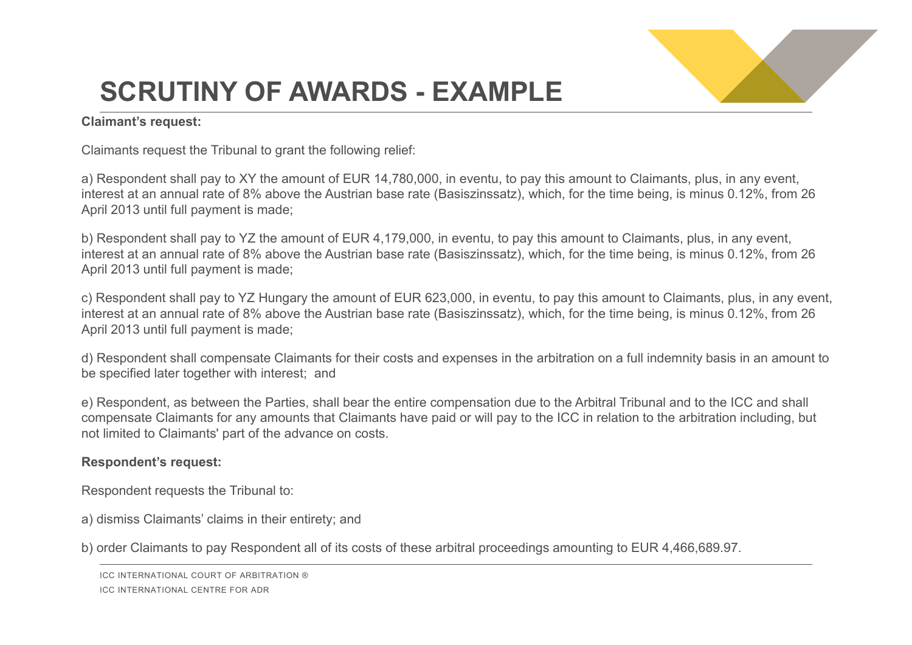# SCRUTINY OF AWARDS - EXAMPLE

**Claimant's request:**

Claimants request the Tribunal to grant the following relief:

a) Respondent shall pay to XY the amount of EUR 14,780,000, in eventu, to pay this amount to Claimants, plus, in any event, interest at an annual rate of 8% above the Austrian base rate (Basiszinssatz), which, for the time being, is minus 0.12%, from 26 April 2013 until full payment is made;

b) Respondent shall pay to YZ the amount of EUR 4,179,000, in eventu, to pay this amount to Claimants, plus, in any event, interest at an annual rate of 8% above the Austrian base rate (Basiszinssatz), which, for the time being, is minus 0.12%, from 26 April 2013 until full payment is made;

c) Respondent shall pay to YZ Hungary the amount of EUR 623,000, in eventu, to pay this amount to Claimants, plus, in any event, interest at an annual rate of 8% above the Austrian base rate (Basiszinssatz), which, for the time being, is minus 0.12%, from 26 April 2013 until full payment is made;

d) Respondent shall compensate Claimants for their costs and expenses in the arbitration on a full indemnity basis in an amount to be specified later together with interest; and

e) Respondent, as between the Parties, shall bear the entire compensation due to the Arbitral Tribunal and to the ICC and shall compensate Claimants for any amounts that Claimants have paid or will pay to the ICC in relation to the arbitration including, but not limited to Claimants' part of the advance on costs.

**Respondent's request:**

Respondent requests the Tribunal to:

a) dismiss Claimants' claims in their entirety; and

b) order Claimants to pay Respondent all of its costs of these arbitral proceedings amounting to EUR 4,466,689.97.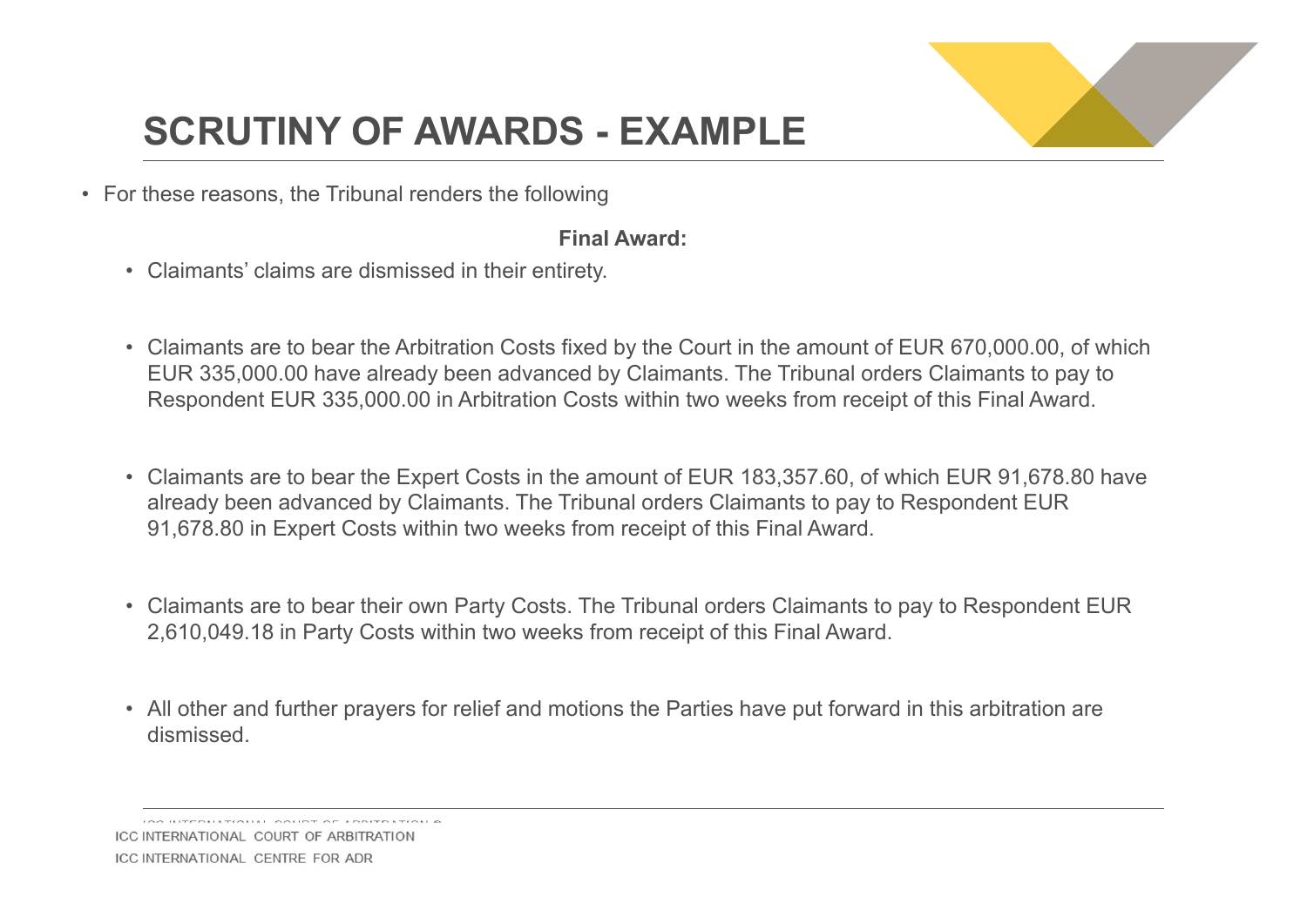# SCRUTINY OF AWARDS - EXAMPLE

- For these reasons, the Tribunal renders the following

**Final Award:**

- Claimants' claims are dismissed in their entirety.

- Claimants are to bear the Arbitration Costs fixed by the Court in the amount of EUR 670,000.00, of which EUR 335,000.00 have already been advanced by Claimants. The Tribunal orders Claimants to pay to Respondent EUR 335,000.00 in Arbitration Costs within two weeks from receipt of this Final Award.

- Claimants are to bear the Expert Costs in the amount of EUR 183,357.60, of which EUR 91,678.80 have already been advanced by Claimants. The Tribunal orders Claimants to pay to Respondent EUR 91,678.80 in Expert Costs within two weeks from receipt of this Final Award.

- Claimants are to bear their own Party Costs. The Tribunal orders Claimants to pay to Respondent EUR 2,610,049.18 in Party Costs within two weeks from receipt of this Final Award.

- All other and further prayers for relief and motions the Parties have put forward in this arbitration are dismissed.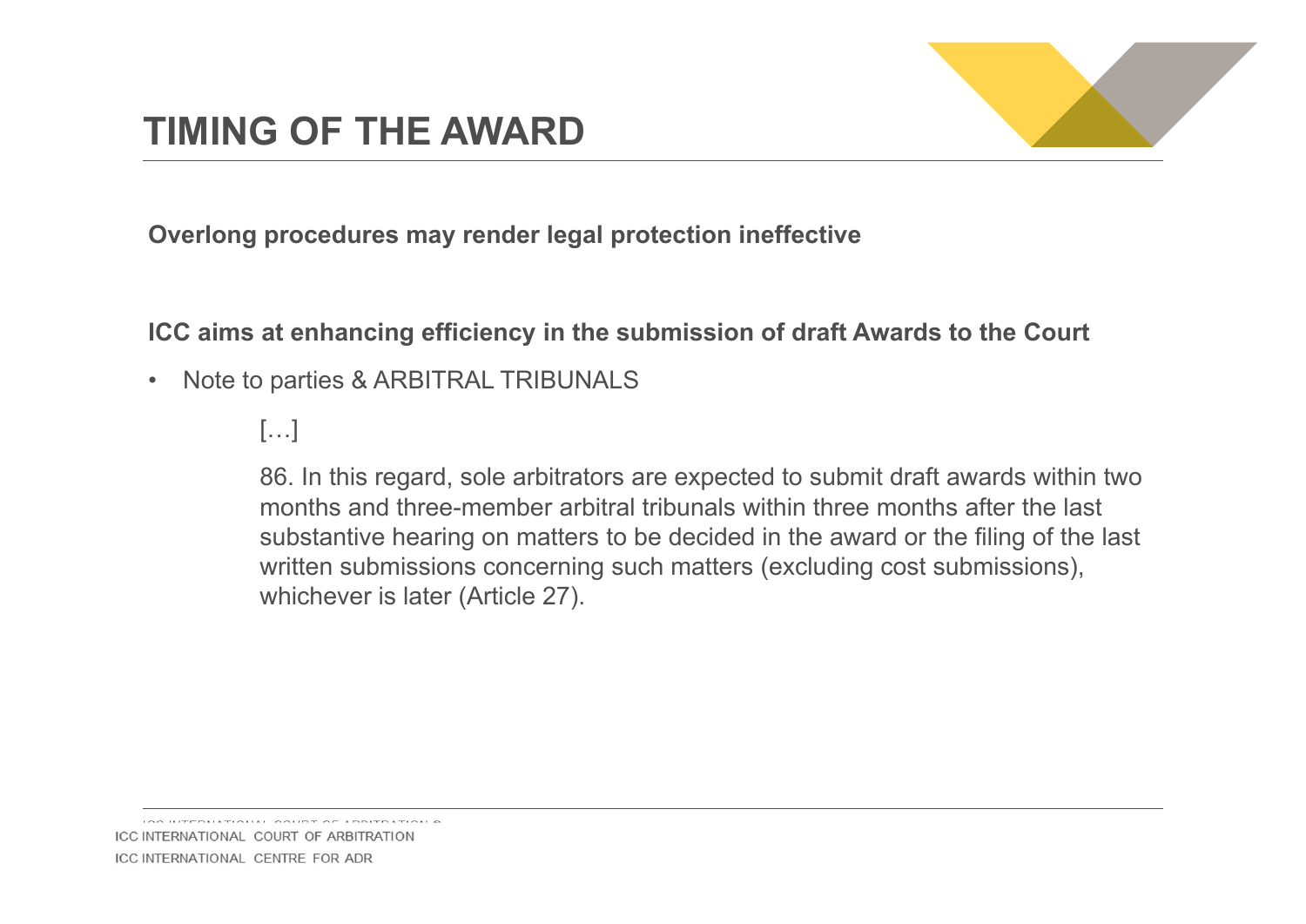# TIMING OF THE AWARD

**Overlong procedures may render legal protection ineffective**

**ICC aims at enhancing efficiency in the submission of draft Awards to the Court**

- Note to parties & ARBITRAL TRIBUNALS

  […]

  86. In this regard, sole arbitrators are expected to submit draft awards within two months and three-member arbitral tribunals within three months after the last substantive hearing on matters to be decided in the award or the filing of the last written submissions concerning such matters (excluding cost submissions), whichever is later (Article 27).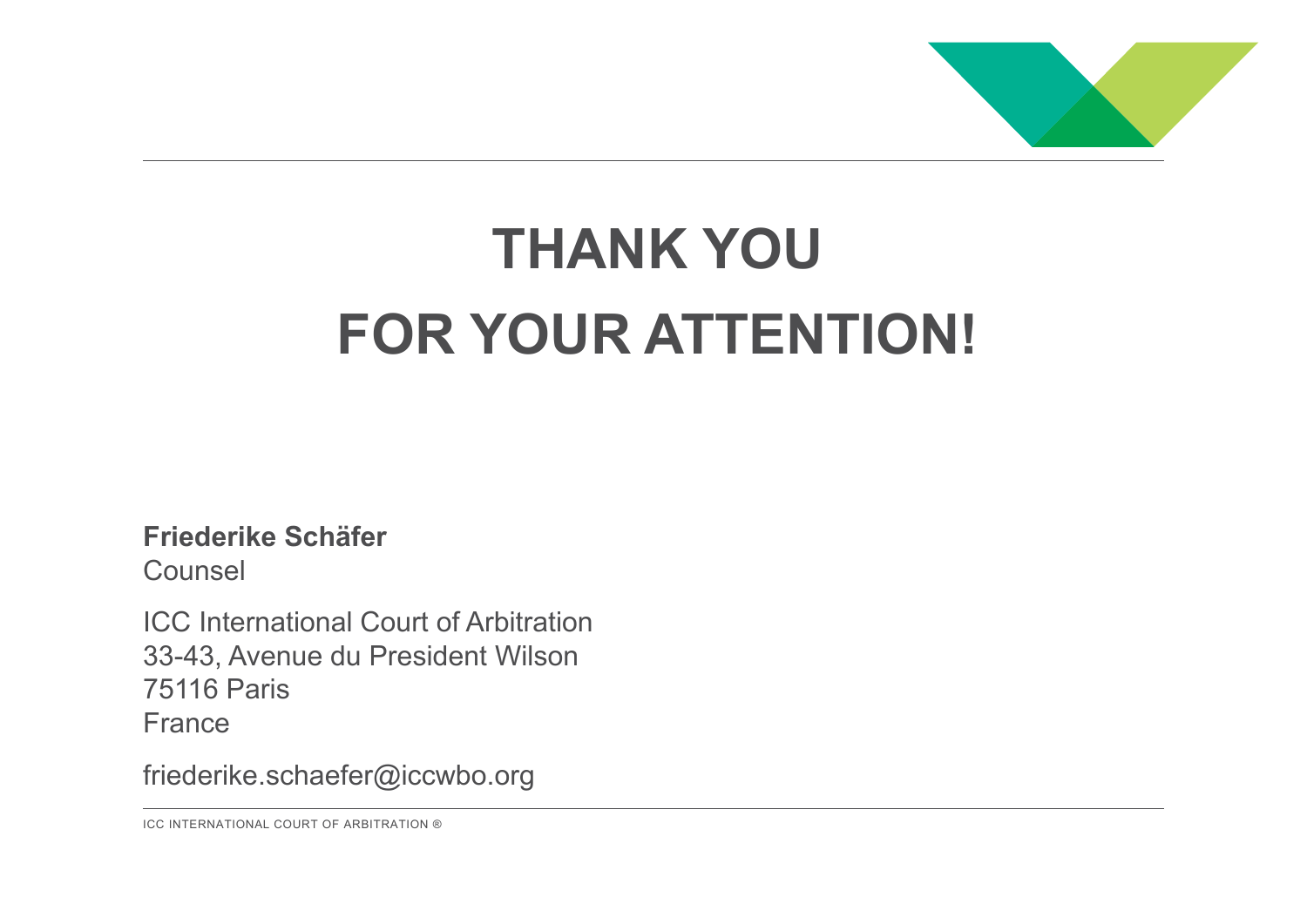# THANK YOU FOR YOUR ATTENTION!

**Friederike Schäfer**
Counsel

ICC International Court of Arbitration
33-43, Avenue du President Wilson
75116 Paris
France

friederike.schaefer@iccwbo.org